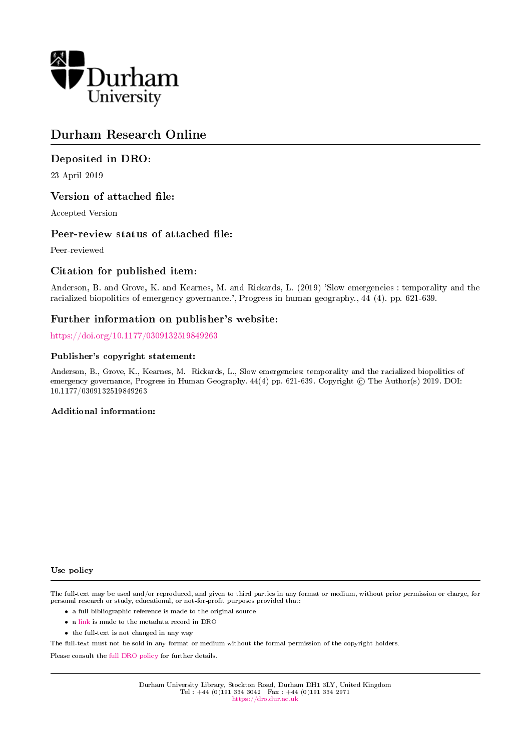Durham University

# Durham Research Online

## Deposited in DRO:

23 April 2019

## Version of attached file:

Accepted Version

## Peer-review status of attached file:

Peer-reviewed

## Citation for published item:

Anderson, B. and Grove, K. and Kearnes, M. and Rickards, L. (2019) 'Slow emergencies : temporality and the racialized biopolitics of emergency governance.', Progress in human geography., 44 (4). pp. 621-639.

## Further information on publisher's website:

https://doi.org/10.1177/0309132519849263

### Publisher's copyright statement:

Anderson, B., Grove, K., Kearnes, M. Rickards, L., Slow emergencies: temporality and the racialized biopolitics of emergency governance, Progress in Human Geography. 44(4) pp. 621-639. Copyright © The Author(s) 2019. DOI: 10.1177/0309132519849263

### Additional information:

### Use policy

The full-text may be used and/or reproduced, and given to third parties in any format or medium, without prior permission or charge, for personal research or study, educational, or not-for-profit purposes provided that:

- a full bibliographic reference is made to the original source
- a link is made to the metadata record in DRO
- the full-text is not changed in any way

The full-text must not be sold in any format or medium without the formal permission of the copyright holders.

Please consult the full DRO policy for further details.

Durham University Library, Stockton Road, Durham DH1 3LY, United Kingdom
Tel : +44 (0)191 334 3042 | Fax : +44 (0)191 334 2971
https://dro.dur.ac.uk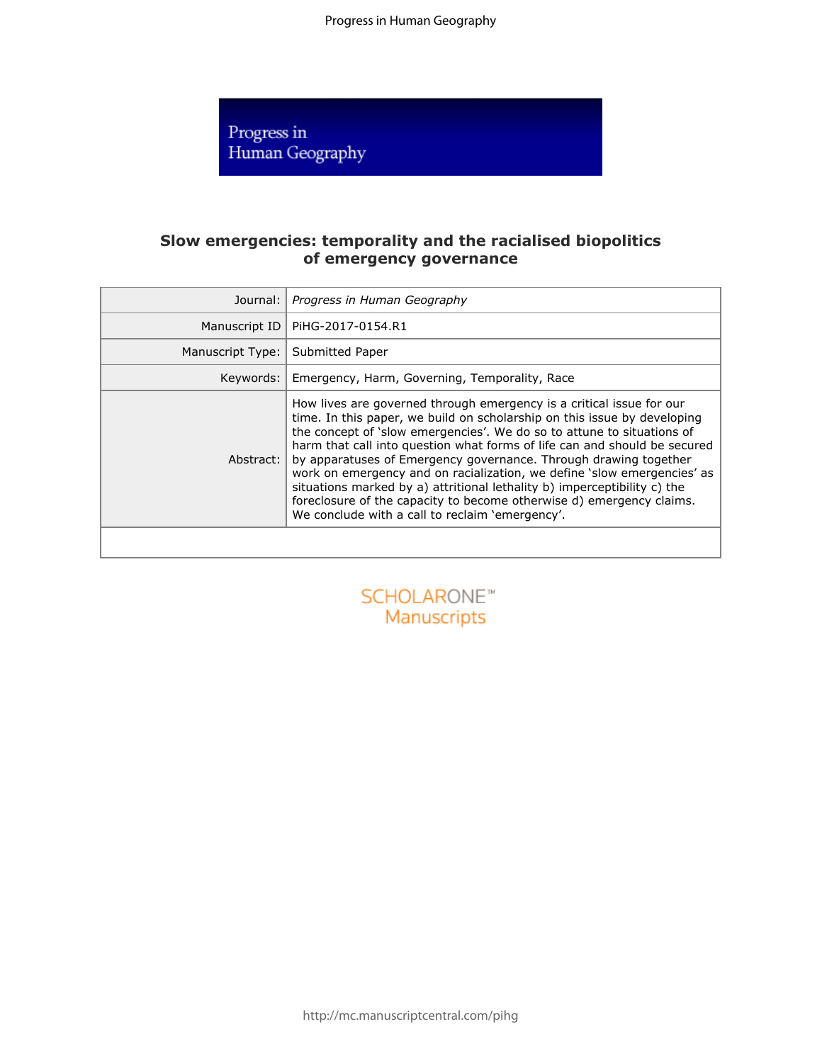# Slow emergencies: temporality and the racialised biopolitics of emergency governance

| | |
|---|---|
| Journal: | *Progress in Human Geography* |
| Manuscript ID | PiHG-2017-0154.R1 |
| Manuscript Type: | Submitted Paper |
| Keywords: | Emergency, Harm, Governing, Temporality, Race |
| Abstract: | How lives are governed through emergency is a critical issue for our time. In this paper, we build on scholarship on this issue by developing the concept of 'slow emergencies'. We do so to attune to situations of harm that call into question what forms of life can and should be secured by apparatuses of Emergency governance. Through drawing together work on emergency and on racialization, we define 'slow emergencies' as situations marked by a) attritional lethality b) imperceptibility c) the foreclosure of the capacity to become otherwise d) emergency claims. We conclude with a call to reclaim 'emergency'. |

SCHOLARONE™ Manuscripts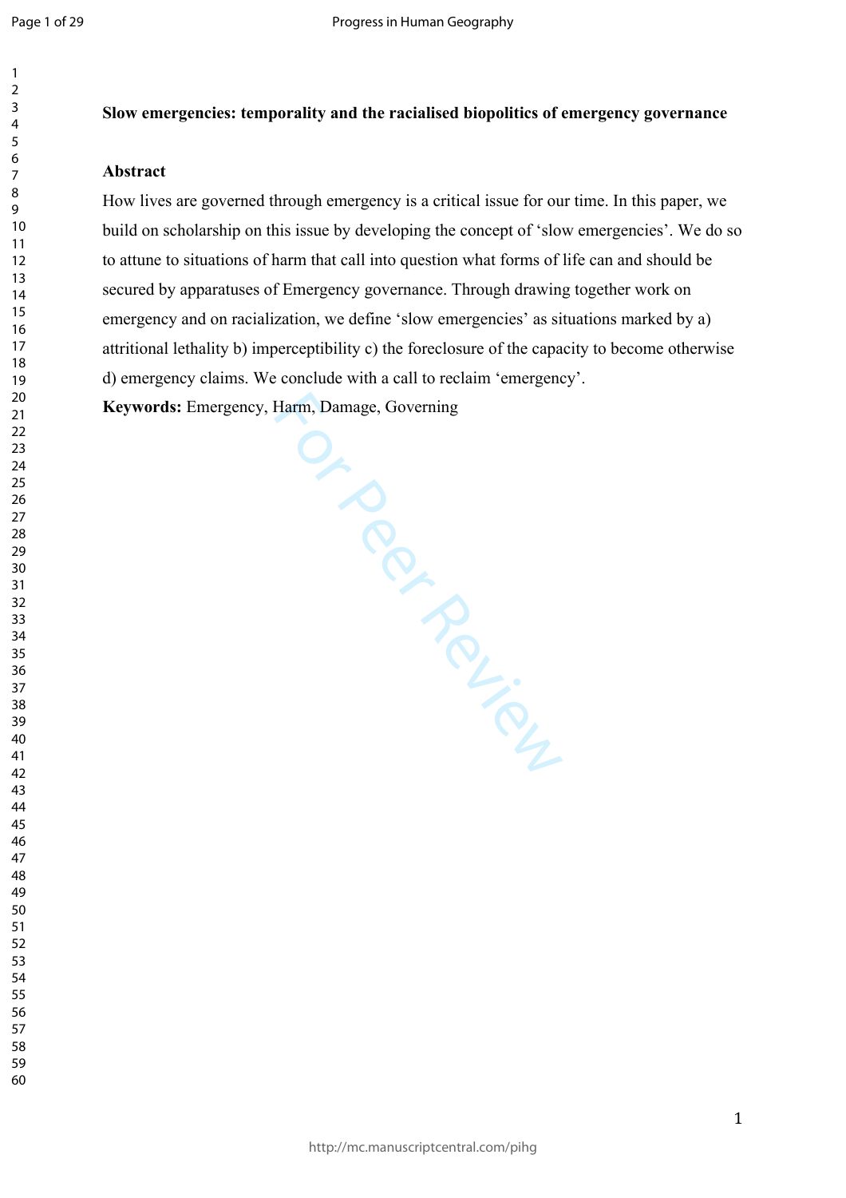**Slow emergencies: temporality and the racialised biopolitics of emergency governance**

**Abstract**

How lives are governed through emergency is a critical issue for our time. In this paper, we build on scholarship on this issue by developing the concept of 'slow emergencies'. We do so to attune to situations of harm that call into question what forms of life can and should be secured by apparatuses of Emergency governance. Through drawing together work on emergency and on racialization, we define 'slow emergencies' as situations marked by a) attritional lethality b) imperceptibility c) the foreclosure of the capacity to become otherwise d) emergency claims. We conclude with a call to reclaim 'emergency'.

**Keywords:** Emergency, Harm, Damage, Governing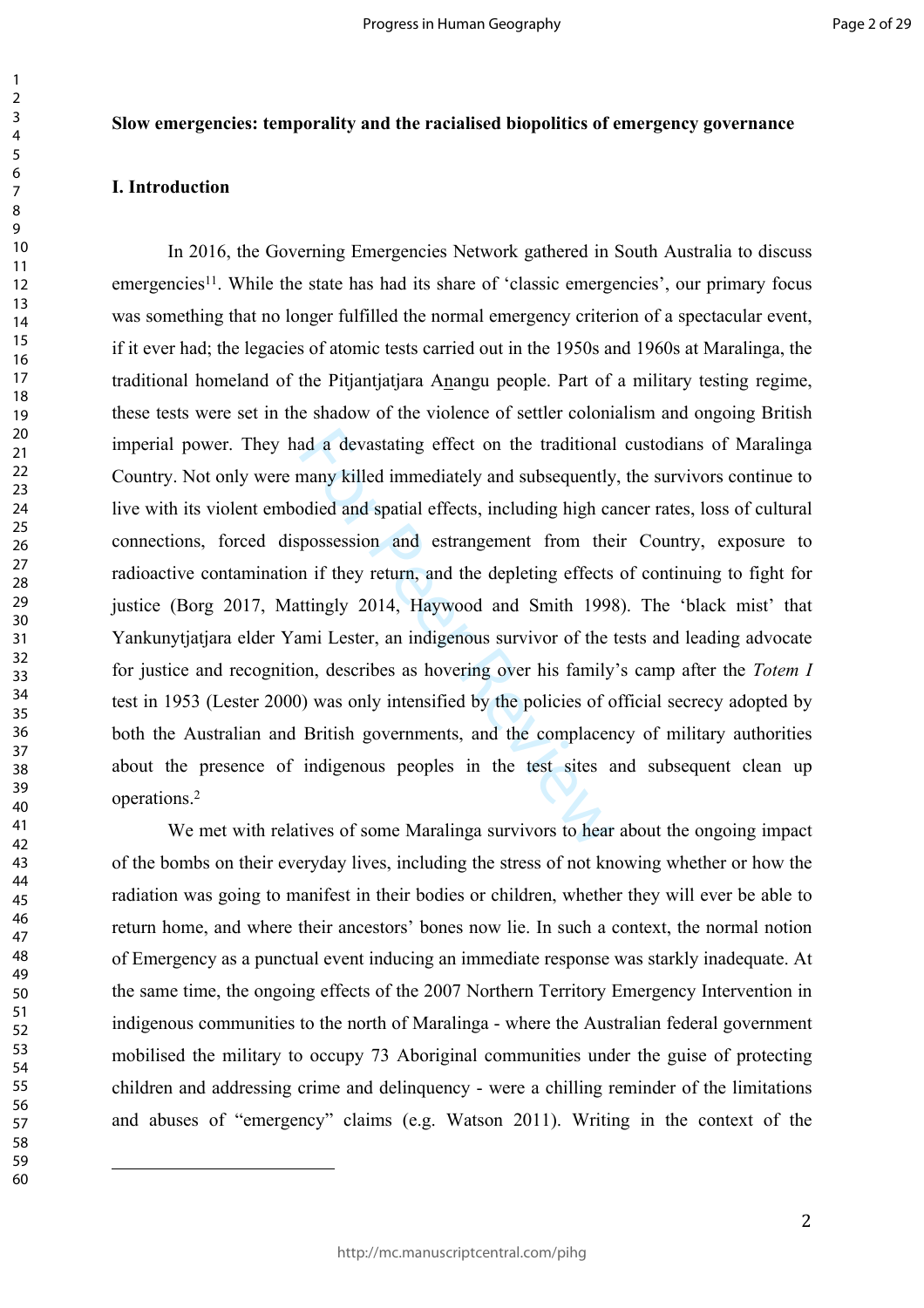**Slow emergencies: temporality and the racialised biopolitics of emergency governance**

**I. Introduction**

In 2016, the Governing Emergencies Network gathered in South Australia to discuss emergencies[11]. While the state has had its share of 'classic emergencies', our primary focus was something that no longer fulfilled the normal emergency criterion of a spectacular event, if it ever had; the legacies of atomic tests carried out in the 1950s and 1960s at Maralinga, the traditional homeland of the Pitjantjatjara A<u>n</u>angu people. Part of a military testing regime, these tests were set in the shadow of the violence of settler colonialism and ongoing British imperial power. They had a devastating effect on the traditional custodians of Maralinga Country. Not only were many killed immediately and subsequently, the survivors continue to live with its violent embodied and spatial effects, including high cancer rates, loss of cultural connections, forced dispossession and estrangement from their Country, exposure to radioactive contamination if they return, and the depleting effects of continuing to fight for justice (Borg 2017, Mattingly 2014, Haywood and Smith 1998). The 'black mist' that Yankunytjatjara elder Yami Lester, an indigenous survivor of the tests and leading advocate for justice and recognition, describes as hovering over his family's camp after the *Totem I* test in 1953 (Lester 2000) was only intensified by the policies of official secrecy adopted by both the Australian and British governments, and the complacency of military authorities about the presence of indigenous peoples in the test sites and subsequent clean up operations.[2]

We met with relatives of some Maralinga survivors to hear about the ongoing impact of the bombs on their everyday lives, including the stress of not knowing whether or how the radiation was going to manifest in their bodies or children, whether they will ever be able to return home, and where their ancestors' bones now lie. In such a context, the normal notion of Emergency as a punctual event inducing an immediate response was starkly inadequate. At the same time, the ongoing effects of the 2007 Northern Territory Emergency Intervention in indigenous communities to the north of Maralinga - where the Australian federal government mobilised the military to occupy 73 Aboriginal communities under the guise of protecting children and addressing crime and delinquency - were a chilling reminder of the limitations and abuses of "emergency" claims (e.g. Watson 2011). Writing in the context of the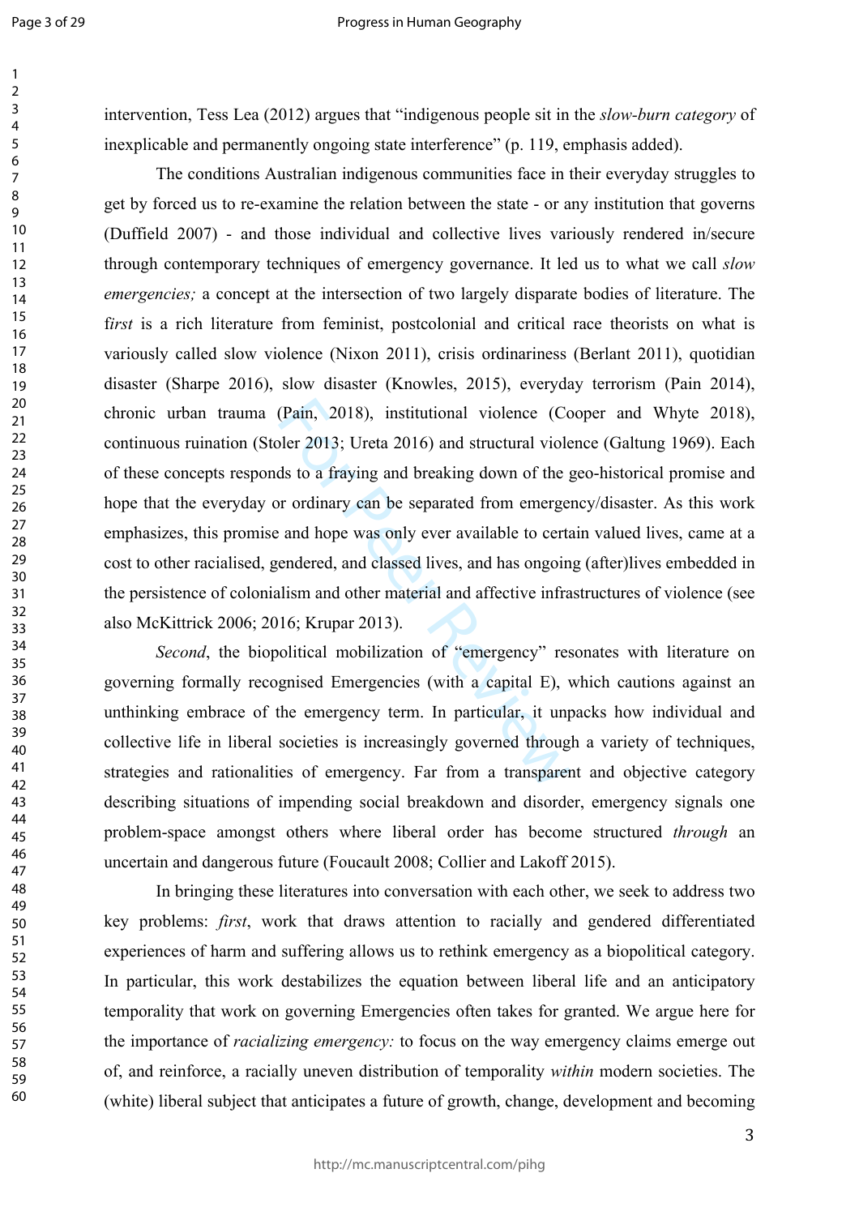intervention, Tess Lea (2012) argues that "indigenous people sit in the *slow-burn category* of inexplicable and permanently ongoing state interference" (p. 119, emphasis added).

The conditions Australian indigenous communities face in their everyday struggles to get by forced us to re-examine the relation between the state - or any institution that governs (Duffield 2007) - and those individual and collective lives variously rendered in/secure through contemporary techniques of emergency governance. It led us to what we call *slow emergencies;* a concept at the intersection of two largely disparate bodies of literature. The f*irst* is a rich literature from feminist, postcolonial and critical race theorists on what is variously called slow violence (Nixon 2011), crisis ordinariness (Berlant 2011), quotidian disaster (Sharpe 2016), slow disaster (Knowles, 2015), everyday terrorism (Pain 2014), chronic urban trauma (Pain, 2018), institutional violence (Cooper and Whyte 2018), continuous ruination (Stoler 2013; Ureta 2016) and structural violence (Galtung 1969). Each of these concepts responds to a fraying and breaking down of the geo-historical promise and hope that the everyday or ordinary can be separated from emergency/disaster. As this work emphasizes, this promise and hope was only ever available to certain valued lives, came at a cost to other racialised, gendered, and classed lives, and has ongoing (after)lives embedded in the persistence of colonialism and other material and affective infrastructures of violence (see also McKittrick 2006; 2016; Krupar 2013).

*Second*, the biopolitical mobilization of "emergency" resonates with literature on governing formally recognised Emergencies (with a capital E), which cautions against an unthinking embrace of the emergency term. In particular, it unpacks how individual and collective life in liberal societies is increasingly governed through a variety of techniques, strategies and rationalities of emergency. Far from a transparent and objective category describing situations of impending social breakdown and disorder, emergency signals one problem-space amongst others where liberal order has become structured *through* an uncertain and dangerous future (Foucault 2008; Collier and Lakoff 2015).

In bringing these literatures into conversation with each other, we seek to address two key problems: *first*, work that draws attention to racially and gendered differentiated experiences of harm and suffering allows us to rethink emergency as a biopolitical category. In particular, this work destabilizes the equation between liberal life and an anticipatory temporality that work on governing Emergencies often takes for granted. We argue here for the importance of *racializing emergency:* to focus on the way emergency claims emerge out of, and reinforce, a racially uneven distribution of temporality *within* modern societies. The (white) liberal subject that anticipates a future of growth, change, development and becoming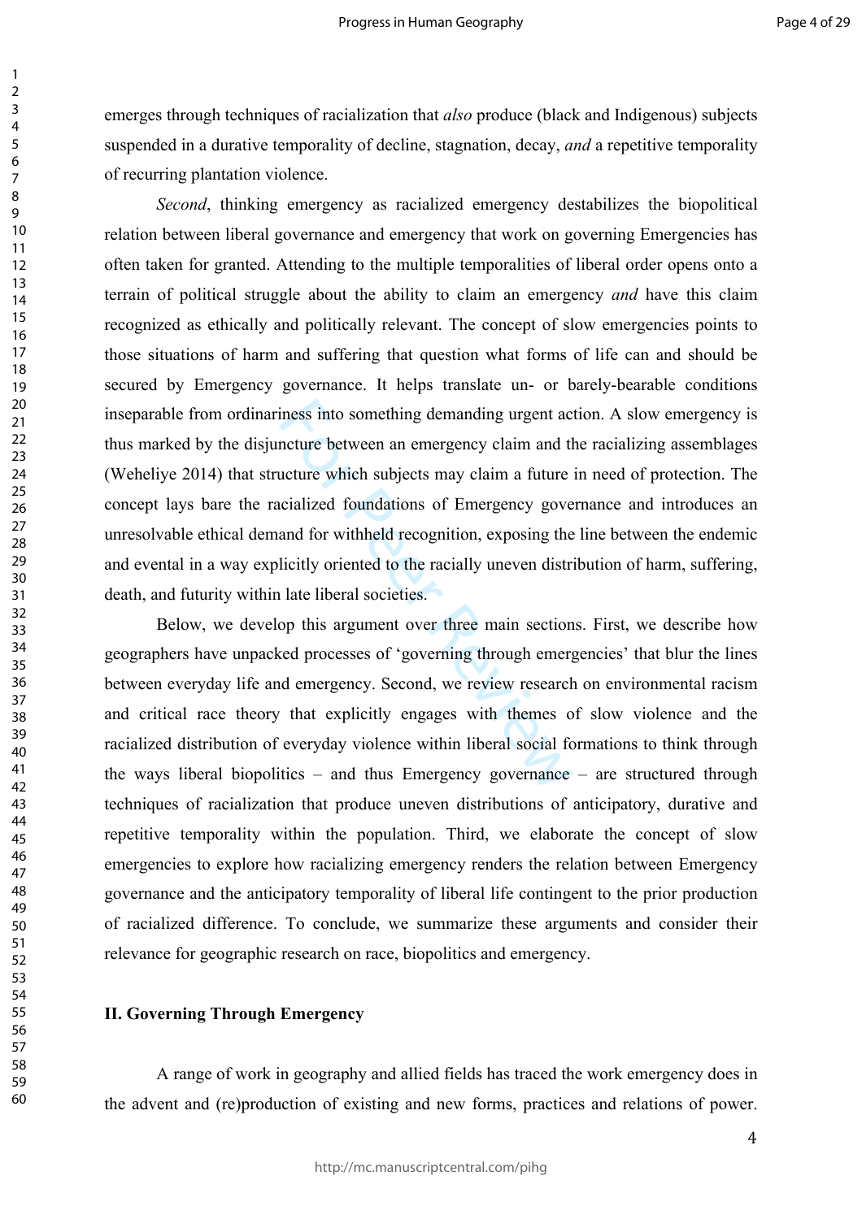emerges through techniques of racialization that *also* produce (black and Indigenous) subjects suspended in a durative temporality of decline, stagnation, decay, *and* a repetitive temporality of recurring plantation violence.

*Second*, thinking emergency as racialized emergency destabilizes the biopolitical relation between liberal governance and emergency that work on governing Emergencies has often taken for granted. Attending to the multiple temporalities of liberal order opens onto a terrain of political struggle about the ability to claim an emergency *and* have this claim recognized as ethically and politically relevant. The concept of slow emergencies points to those situations of harm and suffering that question what forms of life can and should be secured by Emergency governance. It helps translate un- or barely-bearable conditions inseparable from ordinariness into something demanding urgent action. A slow emergency is thus marked by the disjuncture between an emergency claim and the racializing assemblages (Weheliye 2014) that structure which subjects may claim a future in need of protection. The concept lays bare the racialized foundations of Emergency governance and introduces an unresolvable ethical demand for withheld recognition, exposing the line between the endemic and evental in a way explicitly oriented to the racially uneven distribution of harm, suffering, death, and futurity within late liberal societies.

Below, we develop this argument over three main sections. First, we describe how geographers have unpacked processes of 'governing through emergencies' that blur the lines between everyday life and emergency. Second, we review research on environmental racism and critical race theory that explicitly engages with themes of slow violence and the racialized distribution of everyday violence within liberal social formations to think through the ways liberal biopolitics – and thus Emergency governance – are structured through techniques of racialization that produce uneven distributions of anticipatory, durative and repetitive temporality within the population. Third, we elaborate the concept of slow emergencies to explore how racializing emergency renders the relation between Emergency governance and the anticipatory temporality of liberal life contingent to the prior production of racialized difference. To conclude, we summarize these arguments and consider their relevance for geographic research on race, biopolitics and emergency.

## II. Governing Through Emergency

A range of work in geography and allied fields has traced the work emergency does in the advent and (re)production of existing and new forms, practices and relations of power.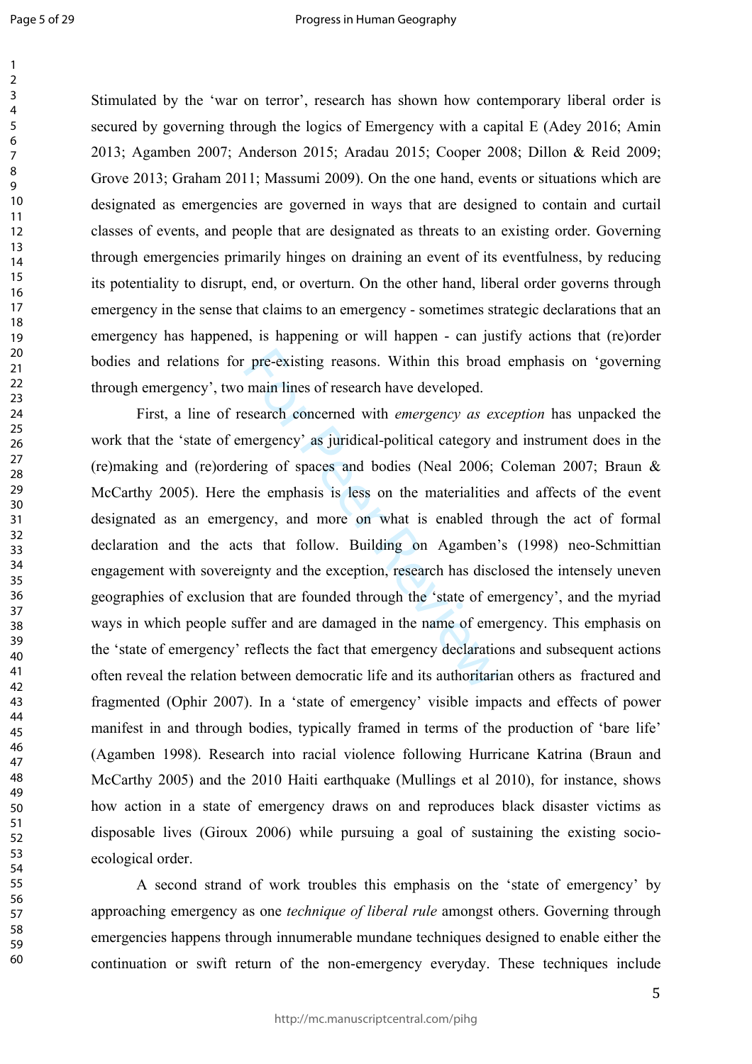Stimulated by the 'war on terror', research has shown how contemporary liberal order is secured by governing through the logics of Emergency with a capital E (Adey 2016; Amin 2013; Agamben 2007; Anderson 2015; Aradau 2015; Cooper 2008; Dillon & Reid 2009; Grove 2013; Graham 2011; Massumi 2009). On the one hand, events or situations which are designated as emergencies are governed in ways that are designed to contain and curtail classes of events, and people that are designated as threats to an existing order. Governing through emergencies primarily hinges on draining an event of its eventfulness, by reducing its potentiality to disrupt, end, or overturn. On the other hand, liberal order governs through emergency in the sense that claims to an emergency - sometimes strategic declarations that an emergency has happened, is happening or will happen - can justify actions that (re)order bodies and relations for pre-existing reasons. Within this broad emphasis on 'governing through emergency', two main lines of research have developed.

First, a line of research concerned with *emergency as exception* has unpacked the work that the 'state of emergency' as juridical-political category and instrument does in the (re)making and (re)ordering of spaces and bodies (Neal 2006; Coleman 2007; Braun & McCarthy 2005). Here the emphasis is less on the materialities and affects of the event designated as an emergency, and more on what is enabled through the act of formal declaration and the acts that follow. Building on Agamben's (1998) neo-Schmittian engagement with sovereignty and the exception, research has disclosed the intensely uneven geographies of exclusion that are founded through the 'state of emergency', and the myriad ways in which people suffer and are damaged in the name of emergency. This emphasis on the 'state of emergency' reflects the fact that emergency declarations and subsequent actions often reveal the relation between democratic life and its authoritarian others as fractured and fragmented (Ophir 2007). In a 'state of emergency' visible impacts and effects of power manifest in and through bodies, typically framed in terms of the production of 'bare life' (Agamben 1998). Research into racial violence following Hurricane Katrina (Braun and McCarthy 2005) and the 2010 Haiti earthquake (Mullings et al 2010), for instance, shows how action in a state of emergency draws on and reproduces black disaster victims as disposable lives (Giroux 2006) while pursuing a goal of sustaining the existing socio-ecological order.

A second strand of work troubles this emphasis on the 'state of emergency' by approaching emergency as one *technique of liberal rule* amongst others. Governing through emergencies happens through innumerable mundane techniques designed to enable either the continuation or swift return of the non-emergency everyday. These techniques include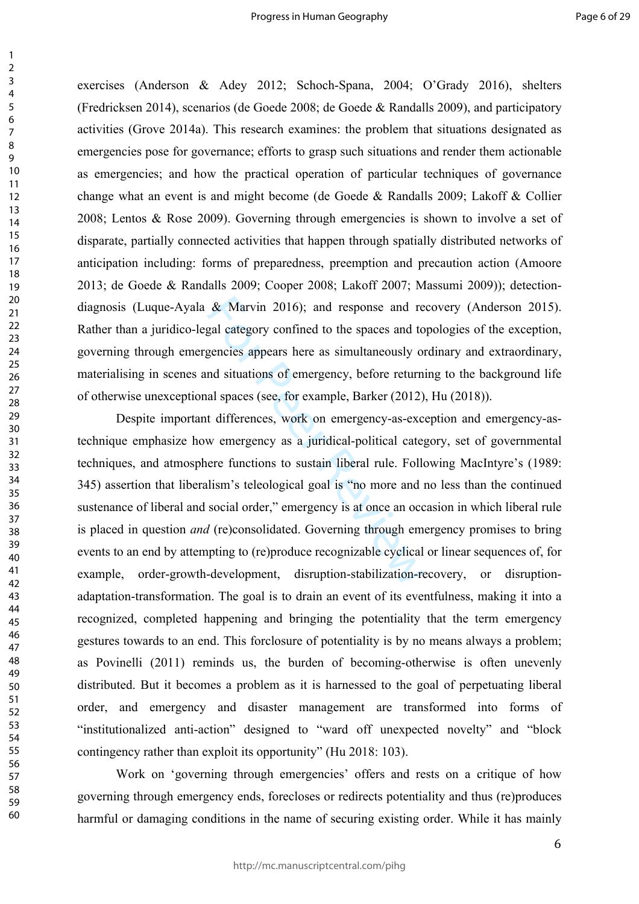exercises (Anderson & Adey 2012; Schoch-Spana, 2004; O'Grady 2016), shelters (Fredricksen 2014), scenarios (de Goede 2008; de Goede & Randalls 2009), and participatory activities (Grove 2014a). This research examines: the problem that situations designated as emergencies pose for governance; efforts to grasp such situations and render them actionable as emergencies; and how the practical operation of particular techniques of governance change what an event is and might become (de Goede & Randalls 2009; Lakoff & Collier 2008; Lentos & Rose 2009). Governing through emergencies is shown to involve a set of disparate, partially connected activities that happen through spatially distributed networks of anticipation including: forms of preparedness, preemption and precaution action (Amoore 2013; de Goede & Randalls 2009; Cooper 2008; Lakoff 2007; Massumi 2009)); detection-diagnosis (Luque-Ayala & Marvin 2016); and response and recovery (Anderson 2015). Rather than a juridico-legal category confined to the spaces and topologies of the exception, governing through emergencies appears here as simultaneously ordinary and extraordinary, materialising in scenes and situations of emergency, before returning to the background life of otherwise unexceptional spaces (see, for example, Barker (2012), Hu (2018)).

Despite important differences, work on emergency-as-exception and emergency-as-technique emphasize how emergency as a juridical-political category, set of governmental techniques, and atmosphere functions to sustain liberal rule. Following MacIntyre's (1989: 345) assertion that liberalism's teleological goal is "no more and no less than the continued sustenance of liberal and social order," emergency is at once an occasion in which liberal rule is placed in question *and* (re)consolidated. Governing through emergency promises to bring events to an end by attempting to (re)produce recognizable cyclical or linear sequences of, for example, order-growth-development, disruption-stabilization-recovery, or disruption-adaptation-transformation. The goal is to drain an event of its eventfulness, making it into a recognized, completed happening and bringing the potentiality that the term emergency gestures towards to an end. This forclosure of potentiality is by no means always a problem; as Povinelli (2011) reminds us, the burden of becoming-otherwise is often unevenly distributed. But it becomes a problem as it is harnessed to the goal of perpetuating liberal order, and emergency and disaster management are transformed into forms of "institutionalized anti-action" designed to "ward off unexpected novelty" and "block contingency rather than exploit its opportunity" (Hu 2018: 103).

Work on 'governing through emergencies' offers and rests on a critique of how governing through emergency ends, forecloses or redirects potentiality and thus (re)produces harmful or damaging conditions in the name of securing existing order. While it has mainly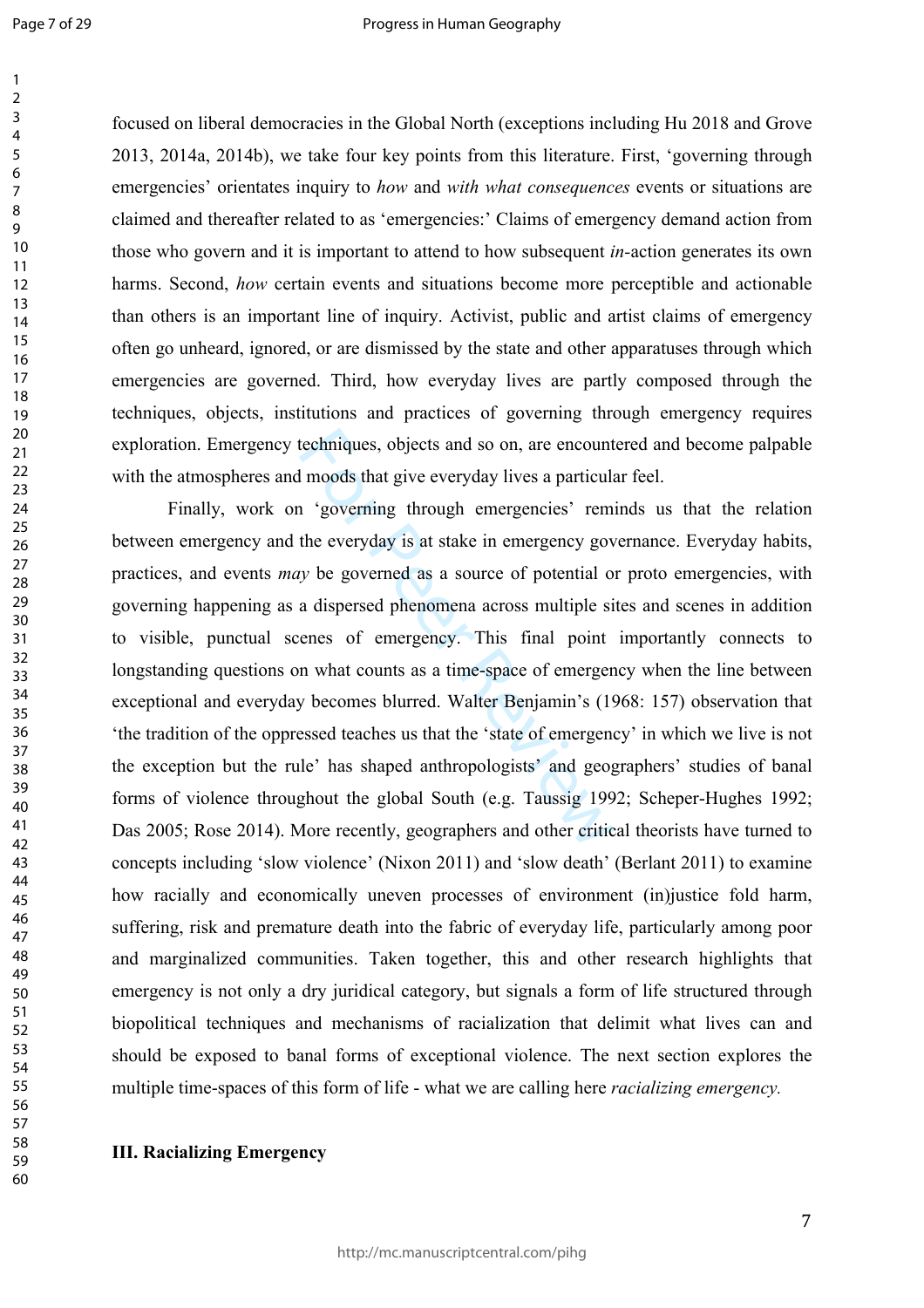focused on liberal democracies in the Global North (exceptions including Hu 2018 and Grove 2013, 2014a, 2014b), we take four key points from this literature. First, 'governing through emergencies' orientates inquiry to *how* and *with what consequences* events or situations are claimed and thereafter related to as 'emergencies:' Claims of emergency demand action from those who govern and it is important to attend to how subsequent *in*-action generates its own harms. Second, *how* certain events and situations become more perceptible and actionable than others is an important line of inquiry. Activist, public and artist claims of emergency often go unheard, ignored, or are dismissed by the state and other apparatuses through which emergencies are governed. Third, how everyday lives are partly composed through the techniques, objects, institutions and practices of governing through emergency requires exploration. Emergency techniques, objects and so on, are encountered and become palpable with the atmospheres and moods that give everyday lives a particular feel.

Finally, work on 'governing through emergencies' reminds us that the relation between emergency and the everyday is at stake in emergency governance. Everyday habits, practices, and events *may* be governed as a source of potential or proto emergencies, with governing happening as a dispersed phenomena across multiple sites and scenes in addition to visible, punctual scenes of emergency. This final point importantly connects to longstanding questions on what counts as a time-space of emergency when the line between exceptional and everyday becomes blurred. Walter Benjamin's (1968: 157) observation that 'the tradition of the oppressed teaches us that the 'state of emergency' in which we live is not the exception but the rule' has shaped anthropologists' and geographers' studies of banal forms of violence throughout the global South (e.g. Taussig 1992; Scheper-Hughes 1992; Das 2005; Rose 2014). More recently, geographers and other critical theorists have turned to concepts including 'slow violence' (Nixon 2011) and 'slow death' (Berlant 2011) to examine how racially and economically uneven processes of environment (in)justice fold harm, suffering, risk and premature death into the fabric of everyday life, particularly among poor and marginalized communities. Taken together, this and other research highlights that emergency is not only a dry juridical category, but signals a form of life structured through biopolitical techniques and mechanisms of racialization that delimit what lives can and should be exposed to banal forms of exceptional violence. The next section explores the multiple time-spaces of this form of life - what we are calling here *racializing emergency.*

## III. Racializing Emergency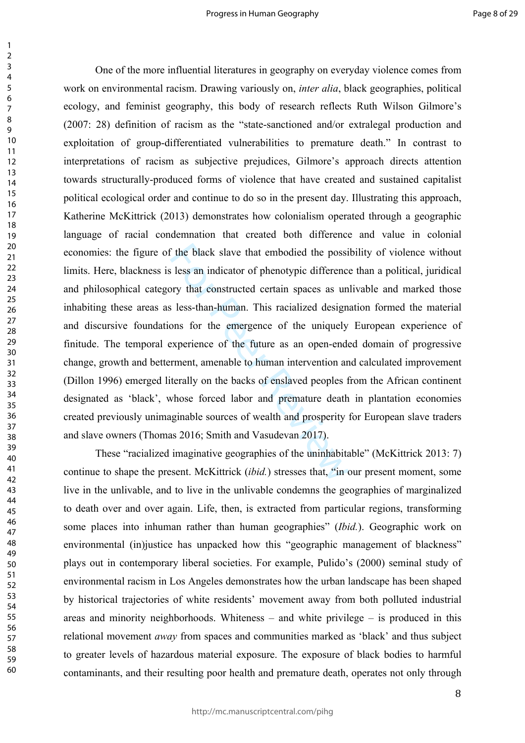One of the more influential literatures in geography on everyday violence comes from work on environmental racism. Drawing variously on, *inter alia*, black geographies, political ecology, and feminist geography, this body of research reflects Ruth Wilson Gilmore's (2007: 28) definition of racism as the "state-sanctioned and/or extralegal production and exploitation of group-differentiated vulnerabilities to premature death." In contrast to interpretations of racism as subjective prejudices, Gilmore's approach directs attention towards structurally-produced forms of violence that have created and sustained capitalist political ecological order and continue to do so in the present day. Illustrating this approach, Katherine McKittrick (2013) demonstrates how colonialism operated through a geographic language of racial condemnation that created both difference and value in colonial economies: the figure of the black slave that embodied the possibility of violence without limits. Here, blackness is less an indicator of phenotypic difference than a political, juridical and philosophical category that constructed certain spaces as unlivable and marked those inhabiting these areas as less-than-human. This racialized designation formed the material and discursive foundations for the emergence of the uniquely European experience of finitude. The temporal experience of the future as an open-ended domain of progressive change, growth and betterment, amenable to human intervention and calculated improvement (Dillon 1996) emerged literally on the backs of enslaved peoples from the African continent designated as 'black', whose forced labor and premature death in plantation economies created previously unimaginable sources of wealth and prosperity for European slave traders and slave owners (Thomas 2016; Smith and Vasudevan 2017).

These "racialized imaginative geographies of the uninhabitable" (McKittrick 2013: 7) continue to shape the present. McKittrick (*ibid.*) stresses that, "in our present moment, some live in the unlivable, and to live in the unlivable condemns the geographies of marginalized to death over and over again. Life, then, is extracted from particular regions, transforming some places into inhuman rather than human geographies" (*Ibid.*). Geographic work on environmental (in)justice has unpacked how this "geographic management of blackness" plays out in contemporary liberal societies. For example, Pulido's (2000) seminal study of environmental racism in Los Angeles demonstrates how the urban landscape has been shaped by historical trajectories of white residents' movement away from both polluted industrial areas and minority neighborhoods. Whiteness – and white privilege – is produced in this relational movement *away* from spaces and communities marked as 'black' and thus subject to greater levels of hazardous material exposure. The exposure of black bodies to harmful contaminants, and their resulting poor health and premature death, operates not only through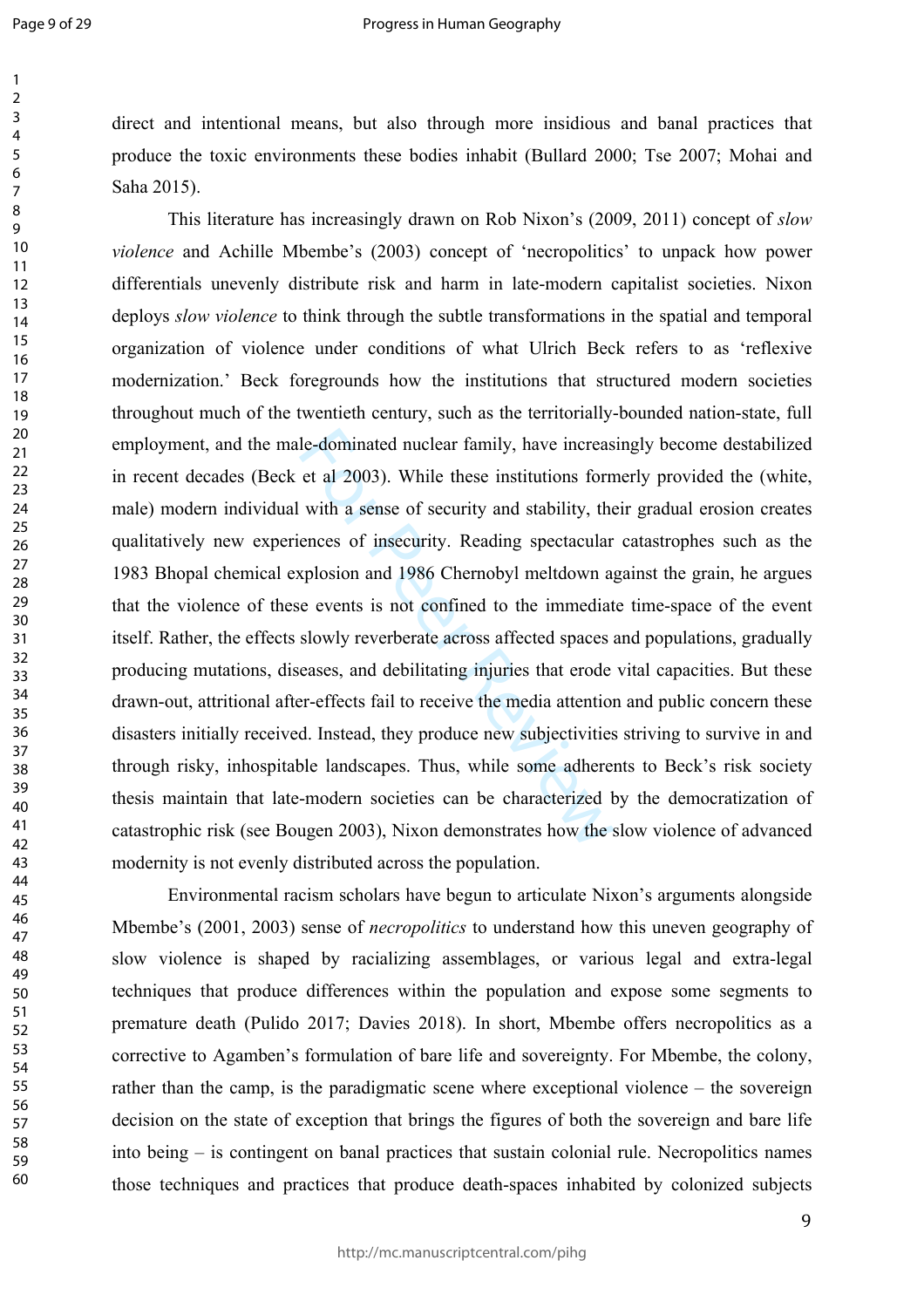direct and intentional means, but also through more insidious and banal practices that produce the toxic environments these bodies inhabit (Bullard 2000; Tse 2007; Mohai and Saha 2015).

This literature has increasingly drawn on Rob Nixon's (2009, 2011) concept of *slow violence* and Achille Mbembe's (2003) concept of 'necropolitics' to unpack how power differentials unevenly distribute risk and harm in late-modern capitalist societies. Nixon deploys *slow violence* to think through the subtle transformations in the spatial and temporal organization of violence under conditions of what Ulrich Beck refers to as 'reflexive modernization.' Beck foregrounds how the institutions that structured modern societies throughout much of the twentieth century, such as the territorially-bounded nation-state, full employment, and the male-dominated nuclear family, have increasingly become destabilized in recent decades (Beck et al 2003). While these institutions formerly provided the (white, male) modern individual with a sense of security and stability, their gradual erosion creates qualitatively new experiences of insecurity. Reading spectacular catastrophes such as the 1983 Bhopal chemical explosion and 1986 Chernobyl meltdown against the grain, he argues that the violence of these events is not confined to the immediate time-space of the event itself. Rather, the effects slowly reverberate across affected spaces and populations, gradually producing mutations, diseases, and debilitating injuries that erode vital capacities. But these drawn-out, attritional after-effects fail to receive the media attention and public concern these disasters initially received. Instead, they produce new subjectivities striving to survive in and through risky, inhospitable landscapes. Thus, while some adherents to Beck's risk society thesis maintain that late-modern societies can be characterized by the democratization of catastrophic risk (see Bougen 2003), Nixon demonstrates how the slow violence of advanced modernity is not evenly distributed across the population.

Environmental racism scholars have begun to articulate Nixon's arguments alongside Mbembe's (2001, 2003) sense of *necropolitics* to understand how this uneven geography of slow violence is shaped by racializing assemblages, or various legal and extra-legal techniques that produce differences within the population and expose some segments to premature death (Pulido 2017; Davies 2018). In short, Mbembe offers necropolitics as a corrective to Agamben's formulation of bare life and sovereignty. For Mbembe, the colony, rather than the camp, is the paradigmatic scene where exceptional violence – the sovereign decision on the state of exception that brings the figures of both the sovereign and bare life into being – is contingent on banal practices that sustain colonial rule. Necropolitics names those techniques and practices that produce death-spaces inhabited by colonized subjects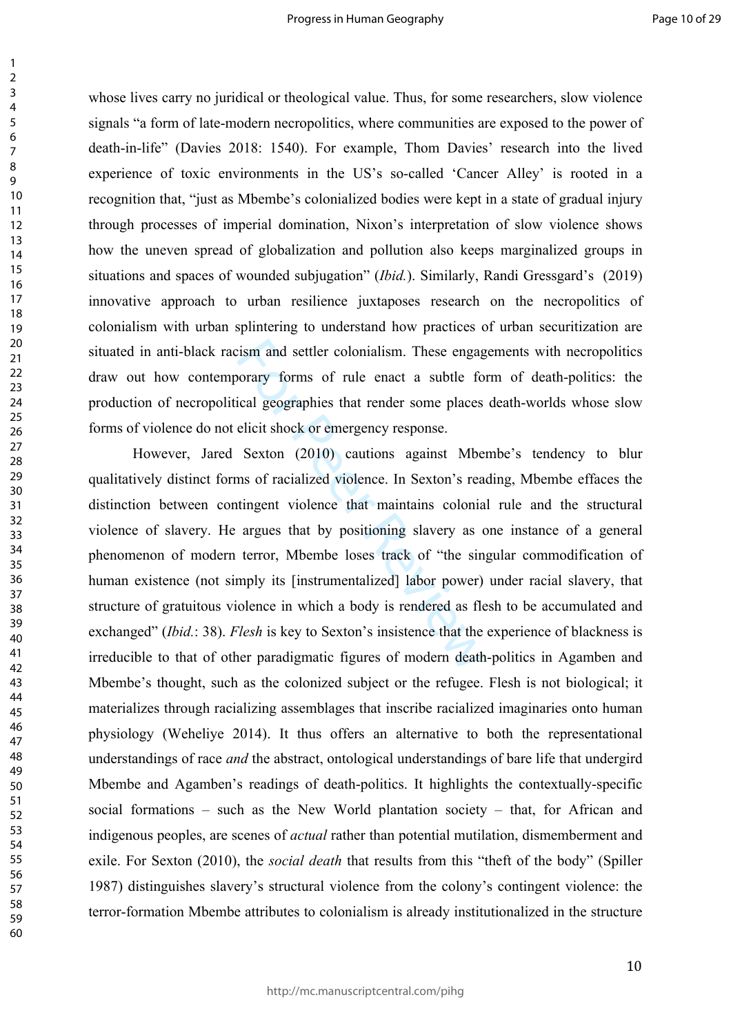whose lives carry no juridical or theological value. Thus, for some researchers, slow violence signals "a form of late-modern necropolitics, where communities are exposed to the power of death-in-life" (Davies 2018: 1540). For example, Thom Davies' research into the lived experience of toxic environments in the US's so-called 'Cancer Alley' is rooted in a recognition that, "just as Mbembe's colonialized bodies were kept in a state of gradual injury through processes of imperial domination, Nixon's interpretation of slow violence shows how the uneven spread of globalization and pollution also keeps marginalized groups in situations and spaces of wounded subjugation" (*Ibid.*). Similarly, Randi Gressgard's (2019) innovative approach to urban resilience juxtaposes research on the necropolitics of colonialism with urban splintering to understand how practices of urban securitization are situated in anti-black racism and settler colonialism. These engagements with necropolitics draw out how contemporary forms of rule enact a subtle form of death-politics: the production of necropolitical geographies that render some places death-worlds whose slow forms of violence do not elicit shock or emergency response.

However, Jared Sexton (2010) cautions against Mbembe's tendency to blur qualitatively distinct forms of racialized violence. In Sexton's reading, Mbembe effaces the distinction between contingent violence that maintains colonial rule and the structural violence of slavery. He argues that by positioning slavery as one instance of a general phenomenon of modern terror, Mbembe loses track of "the singular commodification of human existence (not simply its [instrumentalized] labor power) under racial slavery, that structure of gratuitous violence in which a body is rendered as flesh to be accumulated and exchanged" (*Ibid.*: 38). *Flesh* is key to Sexton's insistence that the experience of blackness is irreducible to that of other paradigmatic figures of modern death-politics in Agamben and Mbembe's thought, such as the colonized subject or the refugee. Flesh is not biological; it materializes through racializing assemblages that inscribe racialized imaginaries onto human physiology (Weheliye 2014). It thus offers an alternative to both the representational understandings of race *and* the abstract, ontological understandings of bare life that undergird Mbembe and Agamben's readings of death-politics. It highlights the contextually-specific social formations – such as the New World plantation society – that, for African and indigenous peoples, are scenes of *actual* rather than potential mutilation, dismemberment and exile. For Sexton (2010), the *social death* that results from this "theft of the body" (Spiller 1987) distinguishes slavery's structural violence from the colony's contingent violence: the terror-formation Mbembe attributes to colonialism is already institutionalized in the structure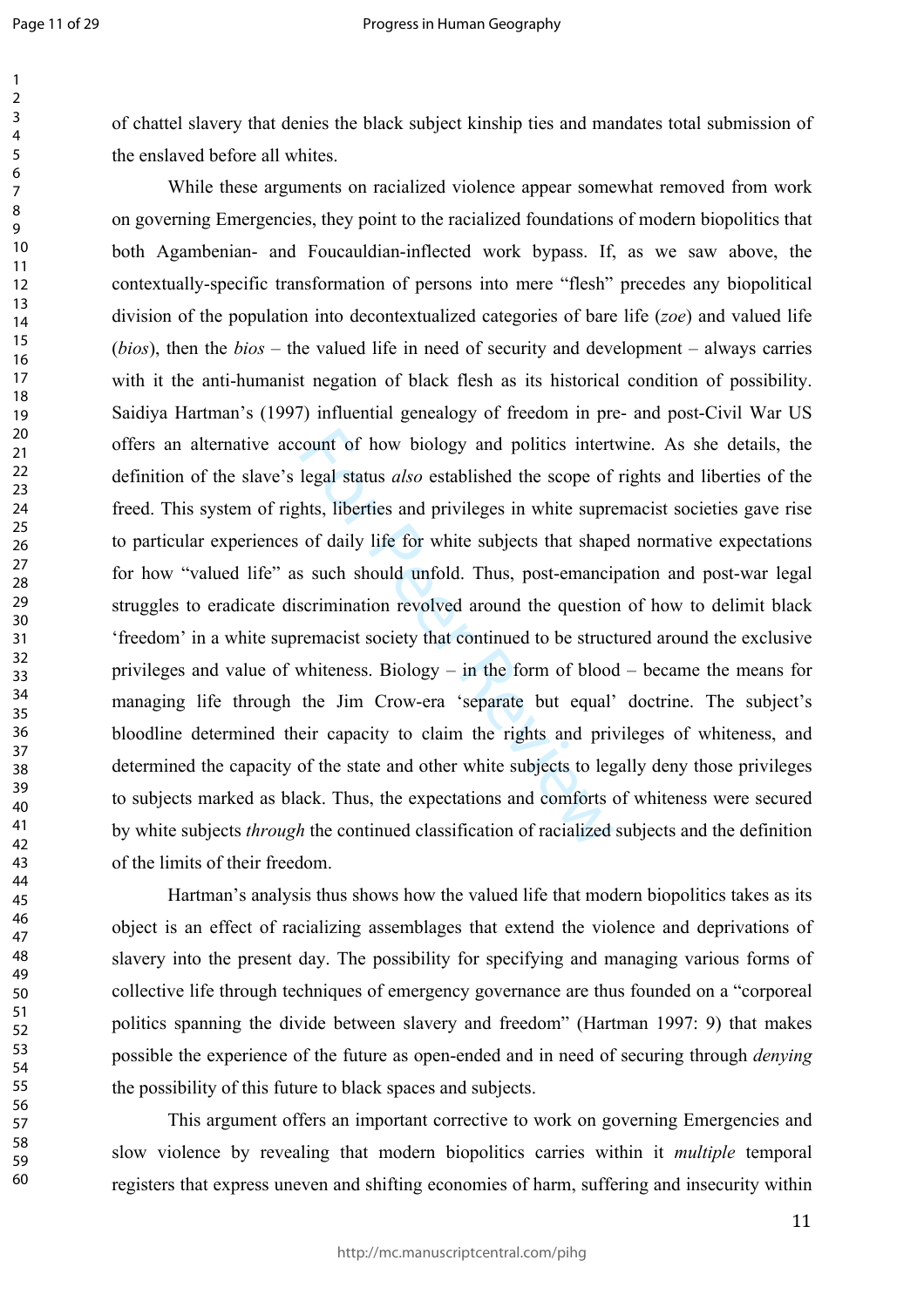of chattel slavery that denies the black subject kinship ties and mandates total submission of the enslaved before all whites.

While these arguments on racialized violence appear somewhat removed from work on governing Emergencies, they point to the racialized foundations of modern biopolitics that both Agambenian- and Foucauldian-inflected work bypass. If, as we saw above, the contextually-specific transformation of persons into mere "flesh" precedes any biopolitical division of the population into decontextualized categories of bare life (*zoe*) and valued life (*bios*), then the *bios* – the valued life in need of security and development – always carries with it the anti-humanist negation of black flesh as its historical condition of possibility. Saidiya Hartman's (1997) influential genealogy of freedom in pre- and post-Civil War US offers an alternative account of how biology and politics intertwine. As she details, the definition of the slave's legal status *also* established the scope of rights and liberties of the freed. This system of rights, liberties and privileges in white supremacist societies gave rise to particular experiences of daily life for white subjects that shaped normative expectations for how "valued life" as such should unfold. Thus, post-emancipation and post-war legal struggles to eradicate discrimination revolved around the question of how to delimit black 'freedom' in a white supremacist society that continued to be structured around the exclusive privileges and value of whiteness. Biology – in the form of blood – became the means for managing life through the Jim Crow-era 'separate but equal' doctrine. The subject's bloodline determined their capacity to claim the rights and privileges of whiteness, and determined the capacity of the state and other white subjects to legally deny those privileges to subjects marked as black. Thus, the expectations and comforts of whiteness were secured by white subjects *through* the continued classification of racialized subjects and the definition of the limits of their freedom.

Hartman's analysis thus shows how the valued life that modern biopolitics takes as its object is an effect of racializing assemblages that extend the violence and deprivations of slavery into the present day. The possibility for specifying and managing various forms of collective life through techniques of emergency governance are thus founded on a "corporeal politics spanning the divide between slavery and freedom" (Hartman 1997: 9) that makes possible the experience of the future as open-ended and in need of securing through *denying* the possibility of this future to black spaces and subjects.

This argument offers an important corrective to work on governing Emergencies and slow violence by revealing that modern biopolitics carries within it *multiple* temporal registers that express uneven and shifting economies of harm, suffering and insecurity within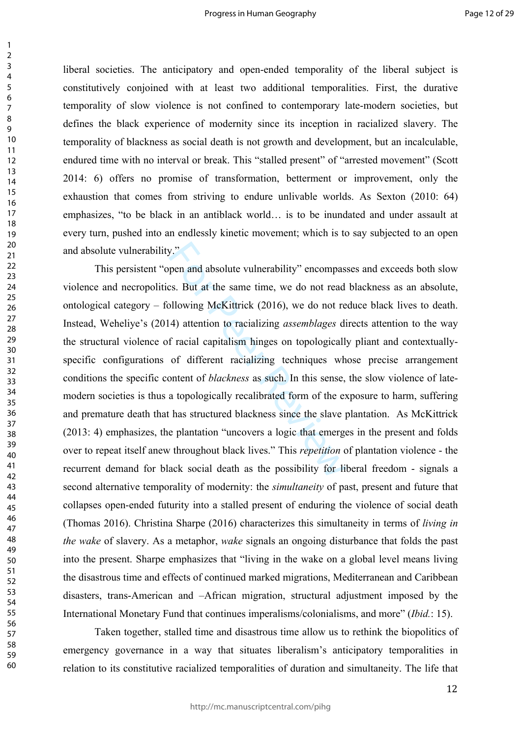liberal societies. The anticipatory and open-ended temporality of the liberal subject is constitutively conjoined with at least two additional temporalities. First, the durative temporality of slow violence is not confined to contemporary late-modern societies, but defines the black experience of modernity since its inception in racialized slavery. The temporality of blackness as social death is not growth and development, but an incalculable, endured time with no interval or break. This "stalled present" of "arrested movement" (Scott 2014: 6) offers no promise of transformation, betterment or improvement, only the exhaustion that comes from striving to endure unlivable worlds. As Sexton (2010: 64) emphasizes, "to be black in an antiblack world… is to be inundated and under assault at every turn, pushed into an endlessly kinetic movement; which is to say subjected to an open and absolute vulnerability."

This persistent "open and absolute vulnerability" encompasses and exceeds both slow violence and necropolitics. But at the same time, we do not read blackness as an absolute, ontological category – following McKittrick (2016), we do not reduce black lives to death. Instead, Weheliye's (2014) attention to racializing *assemblages* directs attention to the way the structural violence of racial capitalism hinges on topologically pliant and contextually-specific configurations of different racializing techniques whose precise arrangement conditions the specific content of *blackness* as such. In this sense, the slow violence of late-modern societies is thus a topologically recalibrated form of the exposure to harm, suffering and premature death that has structured blackness since the slave plantation. As McKittrick (2013: 4) emphasizes, the plantation "uncovers a logic that emerges in the present and folds over to repeat itself anew throughout black lives." This *repetition* of plantation violence - the recurrent demand for black social death as the possibility for liberal freedom - signals a second alternative temporality of modernity: the *simultaneity* of past, present and future that collapses open-ended futurity into a stalled present of enduring the violence of social death (Thomas 2016). Christina Sharpe (2016) characterizes this simultaneity in terms of *living in the wake* of slavery. As a metaphor, *wake* signals an ongoing disturbance that folds the past into the present. Sharpe emphasizes that "living in the wake on a global level means living the disastrous time and effects of continued marked migrations, Mediterranean and Caribbean disasters, trans-American and –African migration, structural adjustment imposed by the International Monetary Fund that continues imperialisms/colonialisms, and more" (*Ibid.*: 15).

Taken together, stalled time and disastrous time allow us to rethink the biopolitics of emergency governance in a way that situates liberalism's anticipatory temporalities in relation to its constitutive racialized temporalities of duration and simultaneity. The life that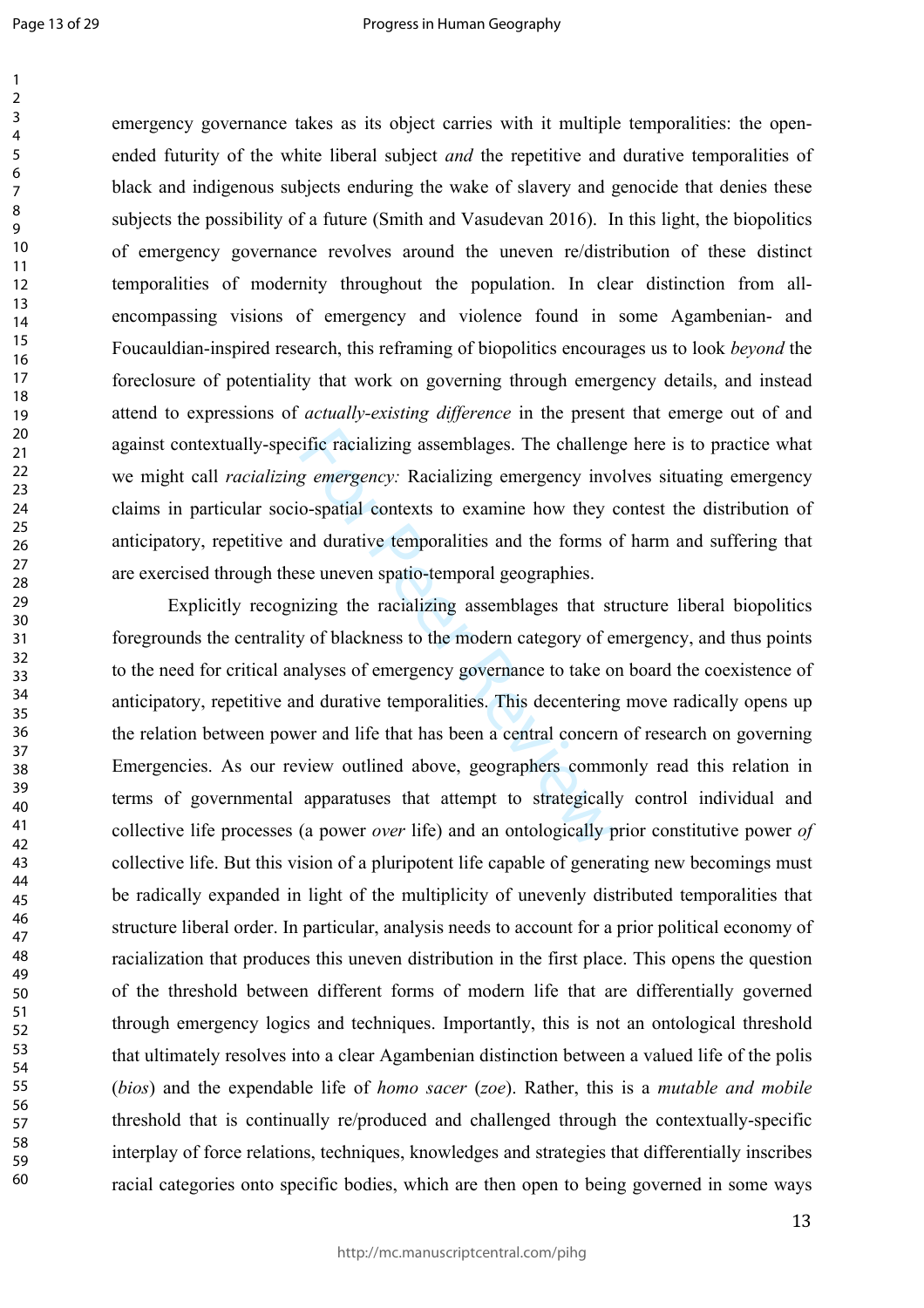emergency governance takes as its object carries with it multiple temporalities: the open-ended futurity of the white liberal subject *and* the repetitive and durative temporalities of black and indigenous subjects enduring the wake of slavery and genocide that denies these subjects the possibility of a future (Smith and Vasudevan 2016). In this light, the biopolitics of emergency governance revolves around the uneven re/distribution of these distinct temporalities of modernity throughout the population. In clear distinction from all-encompassing visions of emergency and violence found in some Agambenian- and Foucauldian-inspired research, this reframing of biopolitics encourages us to look *beyond* the foreclosure of potentiality that work on governing through emergency details, and instead attend to expressions of *actually-existing difference* in the present that emerge out of and against contextually-specific racializing assemblages. The challenge here is to practice what we might call *racializing emergency:* Racializing emergency involves situating emergency claims in particular socio-spatial contexts to examine how they contest the distribution of anticipatory, repetitive and durative temporalities and the forms of harm and suffering that are exercised through these uneven spatio-temporal geographies.

Explicitly recognizing the racializing assemblages that structure liberal biopolitics foregrounds the centrality of blackness to the modern category of emergency, and thus points to the need for critical analyses of emergency governance to take on board the coexistence of anticipatory, repetitive and durative temporalities. This decentering move radically opens up the relation between power and life that has been a central concern of research on governing Emergencies. As our review outlined above, geographers commonly read this relation in terms of governmental apparatuses that attempt to strategically control individual and collective life processes (a power *over* life) and an ontologically prior constitutive power *of* collective life. But this vision of a pluripotent life capable of generating new becomings must be radically expanded in light of the multiplicity of unevenly distributed temporalities that structure liberal order. In particular, analysis needs to account for a prior political economy of racialization that produces this uneven distribution in the first place. This opens the question of the threshold between different forms of modern life that are differentially governed through emergency logics and techniques. Importantly, this is not an ontological threshold that ultimately resolves into a clear Agambenian distinction between a valued life of the polis (*bios*) and the expendable life of *homo sacer* (*zoe*). Rather, this is a *mutable and mobile* threshold that is continually re/produced and challenged through the contextually-specific interplay of force relations, techniques, knowledges and strategies that differentially inscribes racial categories onto specific bodies, which are then open to being governed in some ways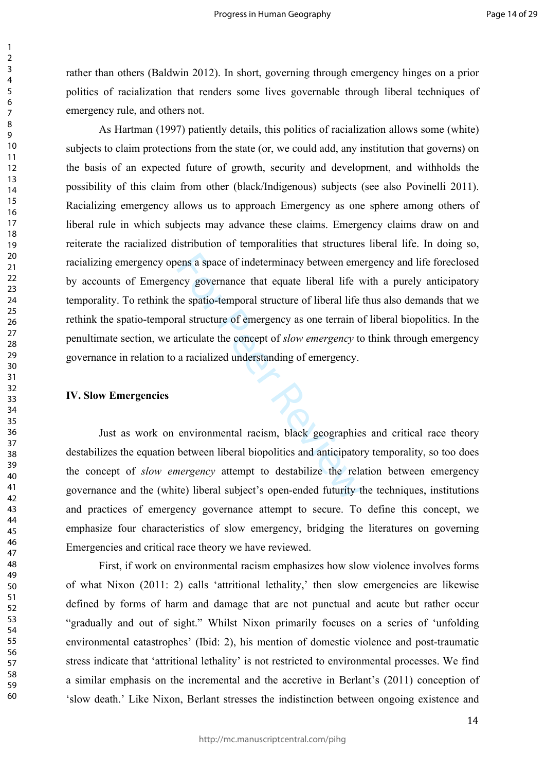rather than others (Baldwin 2012). In short, governing through emergency hinges on a prior politics of racialization that renders some lives governable through liberal techniques of emergency rule, and others not.

As Hartman (1997) patiently details, this politics of racialization allows some (white) subjects to claim protections from the state (or, we could add, any institution that governs) on the basis of an expected future of growth, security and development, and withholds the possibility of this claim from other (black/Indigenous) subjects (see also Povinelli 2011). Racializing emergency allows us to approach Emergency as one sphere among others of liberal rule in which subjects may advance these claims. Emergency claims draw on and reiterate the racialized distribution of temporalities that structures liberal life. In doing so, racializing emergency opens a space of indeterminacy between emergency and life foreclosed by accounts of Emergency governance that equate liberal life with a purely anticipatory temporality. To rethink the spatio-temporal structure of liberal life thus also demands that we rethink the spatio-temporal structure of emergency as one terrain of liberal biopolitics. In the penultimate section, we articulate the concept of *slow emergency* to think through emergency governance in relation to a racialized understanding of emergency.

## IV. Slow Emergencies

Just as work on environmental racism, black geographies and critical race theory destabilizes the equation between liberal biopolitics and anticipatory temporality, so too does the concept of *slow emergency* attempt to destabilize the relation between emergency governance and the (white) liberal subject's open-ended futurity the techniques, institutions and practices of emergency governance attempt to secure. To define this concept, we emphasize four characteristics of slow emergency, bridging the literatures on governing Emergencies and critical race theory we have reviewed.

First, if work on environmental racism emphasizes how slow violence involves forms of what Nixon (2011: 2) calls 'attritional lethality,' then slow emergencies are likewise defined by forms of harm and damage that are not punctual and acute but rather occur "gradually and out of sight." Whilst Nixon primarily focuses on a series of 'unfolding environmental catastrophes' (Ibid: 2), his mention of domestic violence and post-traumatic stress indicate that 'attritional lethality' is not restricted to environmental processes. We find a similar emphasis on the incremental and the accretive in Berlant's (2011) conception of 'slow death.' Like Nixon, Berlant stresses the indistinction between ongoing existence and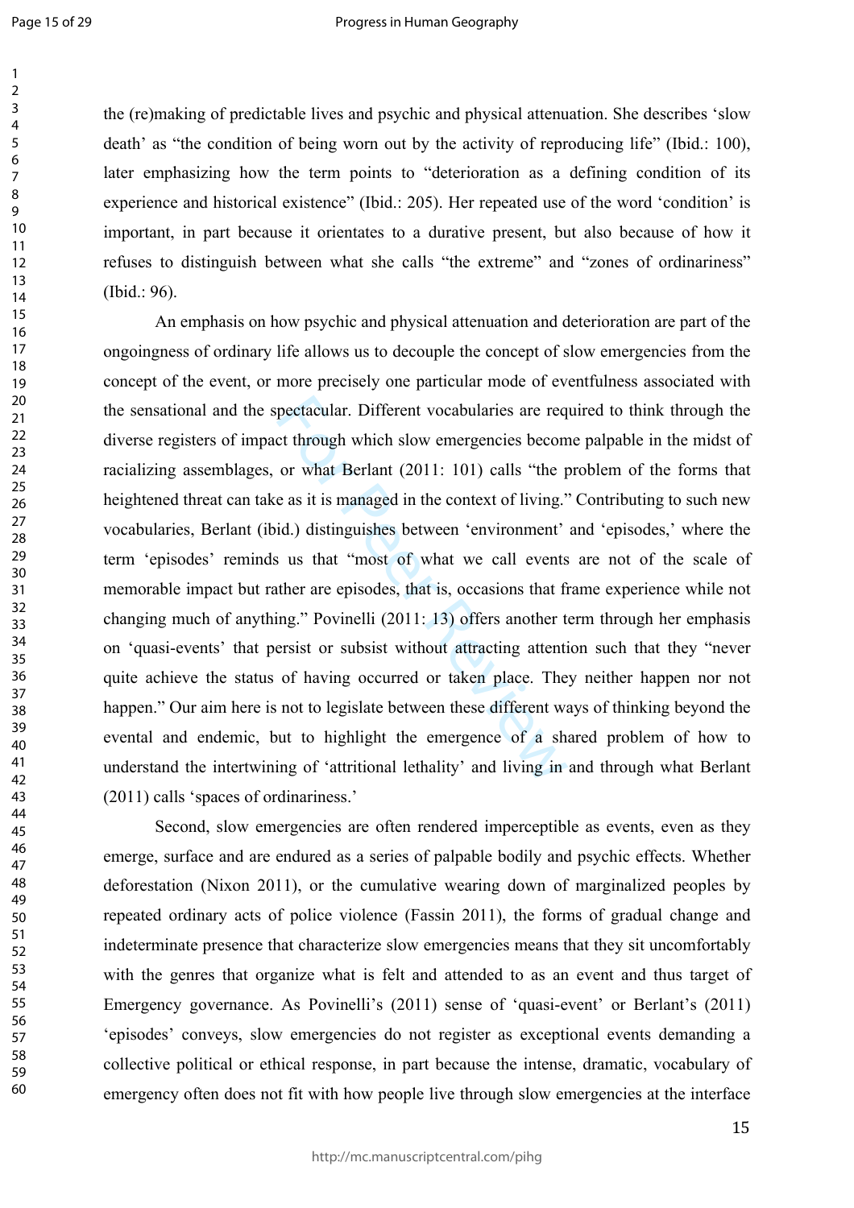the (re)making of predictable lives and psychic and physical attenuation. She describes 'slow death' as "the condition of being worn out by the activity of reproducing life" (Ibid.: 100), later emphasizing how the term points to "deterioration as a defining condition of its experience and historical existence" (Ibid.: 205). Her repeated use of the word 'condition' is important, in part because it orientates to a durative present, but also because of how it refuses to distinguish between what she calls "the extreme" and "zones of ordinariness" (Ibid.: 96).

An emphasis on how psychic and physical attenuation and deterioration are part of the ongoingness of ordinary life allows us to decouple the concept of slow emergencies from the concept of the event, or more precisely one particular mode of eventfulness associated with the sensational and the spectacular. Different vocabularies are required to think through the diverse registers of impact through which slow emergencies become palpable in the midst of racializing assemblages, or what Berlant (2011: 101) calls "the problem of the forms that heightened threat can take as it is managed in the context of living." Contributing to such new vocabularies, Berlant (ibid.) distinguishes between 'environment' and 'episodes,' where the term 'episodes' reminds us that "most of what we call events are not of the scale of memorable impact but rather are episodes, that is, occasions that frame experience while not changing much of anything." Povinelli (2011: 13) offers another term through her emphasis on 'quasi-events' that persist or subsist without attracting attention such that they "never quite achieve the status of having occurred or taken place. They neither happen nor not happen." Our aim here is not to legislate between these different ways of thinking beyond the evental and endemic, but to highlight the emergence of a shared problem of how to understand the intertwining of 'attritional lethality' and living in and through what Berlant (2011) calls 'spaces of ordinariness.'

Second, slow emergencies are often rendered imperceptible as events, even as they emerge, surface and are endured as a series of palpable bodily and psychic effects. Whether deforestation (Nixon 2011), or the cumulative wearing down of marginalized peoples by repeated ordinary acts of police violence (Fassin 2011), the forms of gradual change and indeterminate presence that characterize slow emergencies means that they sit uncomfortably with the genres that organize what is felt and attended to as an event and thus target of Emergency governance. As Povinelli's (2011) sense of 'quasi-event' or Berlant's (2011) 'episodes' conveys, slow emergencies do not register as exceptional events demanding a collective political or ethical response, in part because the intense, dramatic, vocabulary of emergency often does not fit with how people live through slow emergencies at the interface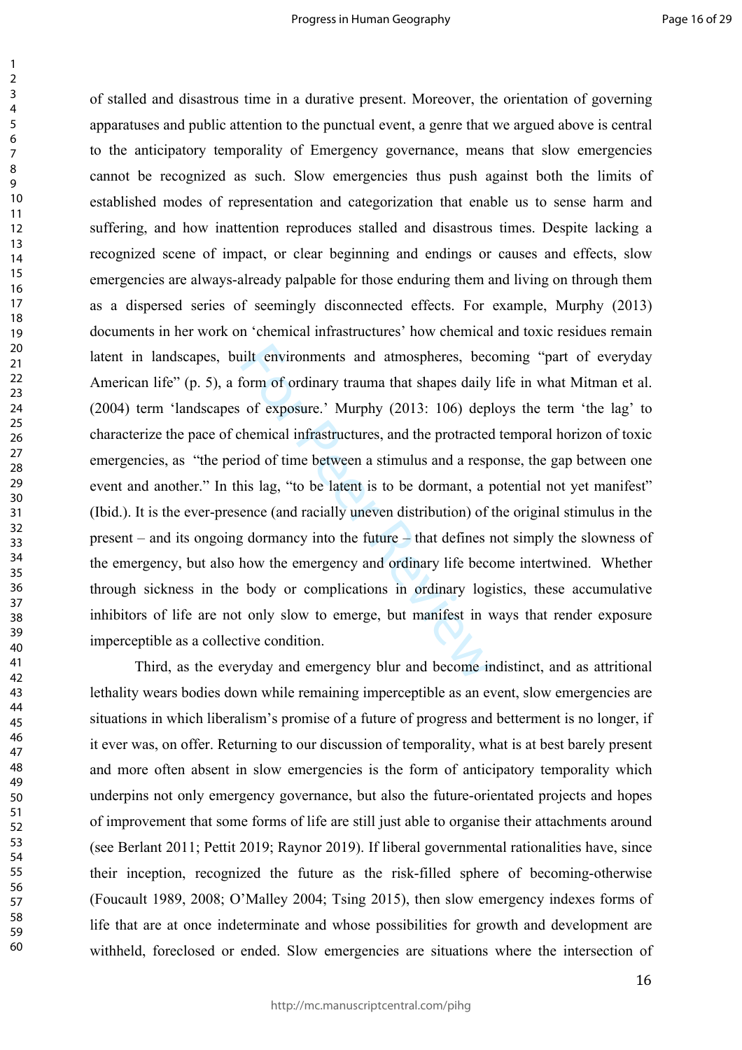of stalled and disastrous time in a durative present. Moreover, the orientation of governing apparatuses and public attention to the punctual event, a genre that we argued above is central to the anticipatory temporality of Emergency governance, means that slow emergencies cannot be recognized as such. Slow emergencies thus push against both the limits of established modes of representation and categorization that enable us to sense harm and suffering, and how inattention reproduces stalled and disastrous times. Despite lacking a recognized scene of impact, or clear beginning and endings or causes and effects, slow emergencies are always-already palpable for those enduring them and living on through them as a dispersed series of seemingly disconnected effects. For example, Murphy (2013) documents in her work on 'chemical infrastructures' how chemical and toxic residues remain latent in landscapes, built environments and atmospheres, becoming "part of everyday American life" (p. 5), a form of ordinary trauma that shapes daily life in what Mitman et al. (2004) term 'landscapes of exposure.' Murphy (2013: 106) deploys the term 'the lag' to characterize the pace of chemical infrastructures, and the protracted temporal horizon of toxic emergencies, as "the period of time between a stimulus and a response, the gap between one event and another." In this lag, "to be latent is to be dormant, a potential not yet manifest" (Ibid.). It is the ever-presence (and racially uneven distribution) of the original stimulus in the present – and its ongoing dormancy into the future – that defines not simply the slowness of the emergency, but also how the emergency and ordinary life become intertwined. Whether through sickness in the body or complications in ordinary logistics, these accumulative inhibitors of life are not only slow to emerge, but manifest in ways that render exposure imperceptible as a collective condition.

Third, as the everyday and emergency blur and become indistinct, and as attritional lethality wears bodies down while remaining imperceptible as an event, slow emergencies are situations in which liberalism's promise of a future of progress and betterment is no longer, if it ever was, on offer. Returning to our discussion of temporality, what is at best barely present and more often absent in slow emergencies is the form of anticipatory temporality which underpins not only emergency governance, but also the future-orientated projects and hopes of improvement that some forms of life are still just able to organise their attachments around (see Berlant 2011; Pettit 2019; Raynor 2019). If liberal governmental rationalities have, since their inception, recognized the future as the risk-filled sphere of becoming-otherwise (Foucault 1989, 2008; O'Malley 2004; Tsing 2015), then slow emergency indexes forms of life that are at once indeterminate and whose possibilities for growth and development are withheld, foreclosed or ended. Slow emergencies are situations where the intersection of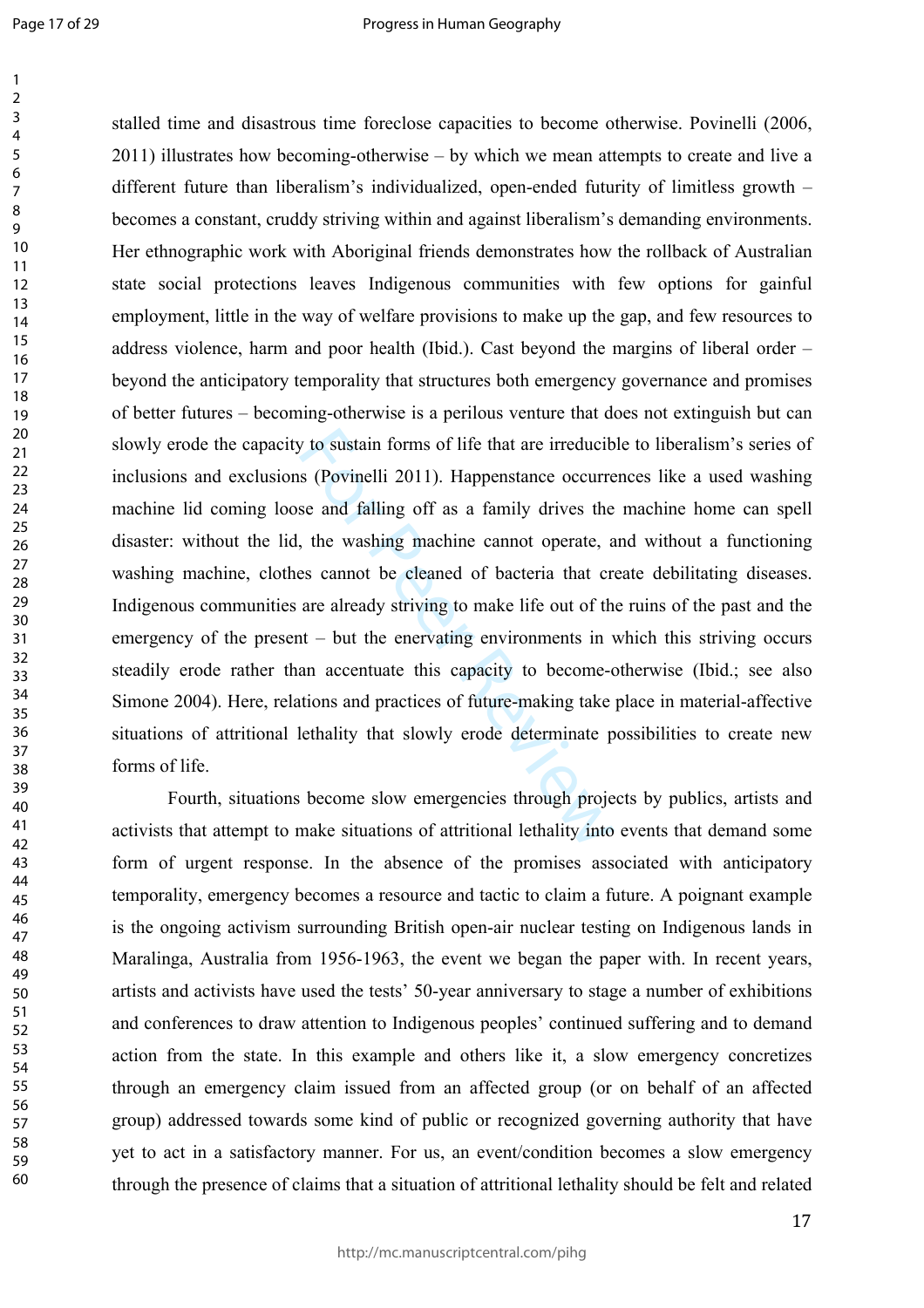stalled time and disastrous time foreclose capacities to become otherwise. Povinelli (2006, 2011) illustrates how becoming-otherwise – by which we mean attempts to create and live a different future than liberalism's individualized, open-ended futurity of limitless growth – becomes a constant, cruddy striving within and against liberalism's demanding environments. Her ethnographic work with Aboriginal friends demonstrates how the rollback of Australian state social protections leaves Indigenous communities with few options for gainful employment, little in the way of welfare provisions to make up the gap, and few resources to address violence, harm and poor health (Ibid.). Cast beyond the margins of liberal order – beyond the anticipatory temporality that structures both emergency governance and promises of better futures – becoming-otherwise is a perilous venture that does not extinguish but can slowly erode the capacity to sustain forms of life that are irreducible to liberalism's series of inclusions and exclusions (Povinelli 2011). Happenstance occurrences like a used washing machine lid coming loose and falling off as a family drives the machine home can spell disaster: without the lid, the washing machine cannot operate, and without a functioning washing machine, clothes cannot be cleaned of bacteria that create debilitating diseases. Indigenous communities are already striving to make life out of the ruins of the past and the emergency of the present – but the enervating environments in which this striving occurs steadily erode rather than accentuate this capacity to become-otherwise (Ibid.; see also Simone 2004). Here, relations and practices of future-making take place in material-affective situations of attritional lethality that slowly erode determinate possibilities to create new forms of life.

Fourth, situations become slow emergencies through projects by publics, artists and activists that attempt to make situations of attritional lethality into events that demand some form of urgent response. In the absence of the promises associated with anticipatory temporality, emergency becomes a resource and tactic to claim a future. A poignant example is the ongoing activism surrounding British open-air nuclear testing on Indigenous lands in Maralinga, Australia from 1956-1963, the event we began the paper with. In recent years, artists and activists have used the tests' 50-year anniversary to stage a number of exhibitions and conferences to draw attention to Indigenous peoples' continued suffering and to demand action from the state. In this example and others like it, a slow emergency concretizes through an emergency claim issued from an affected group (or on behalf of an affected group) addressed towards some kind of public or recognized governing authority that have yet to act in a satisfactory manner. For us, an event/condition becomes a slow emergency through the presence of claims that a situation of attritional lethality should be felt and related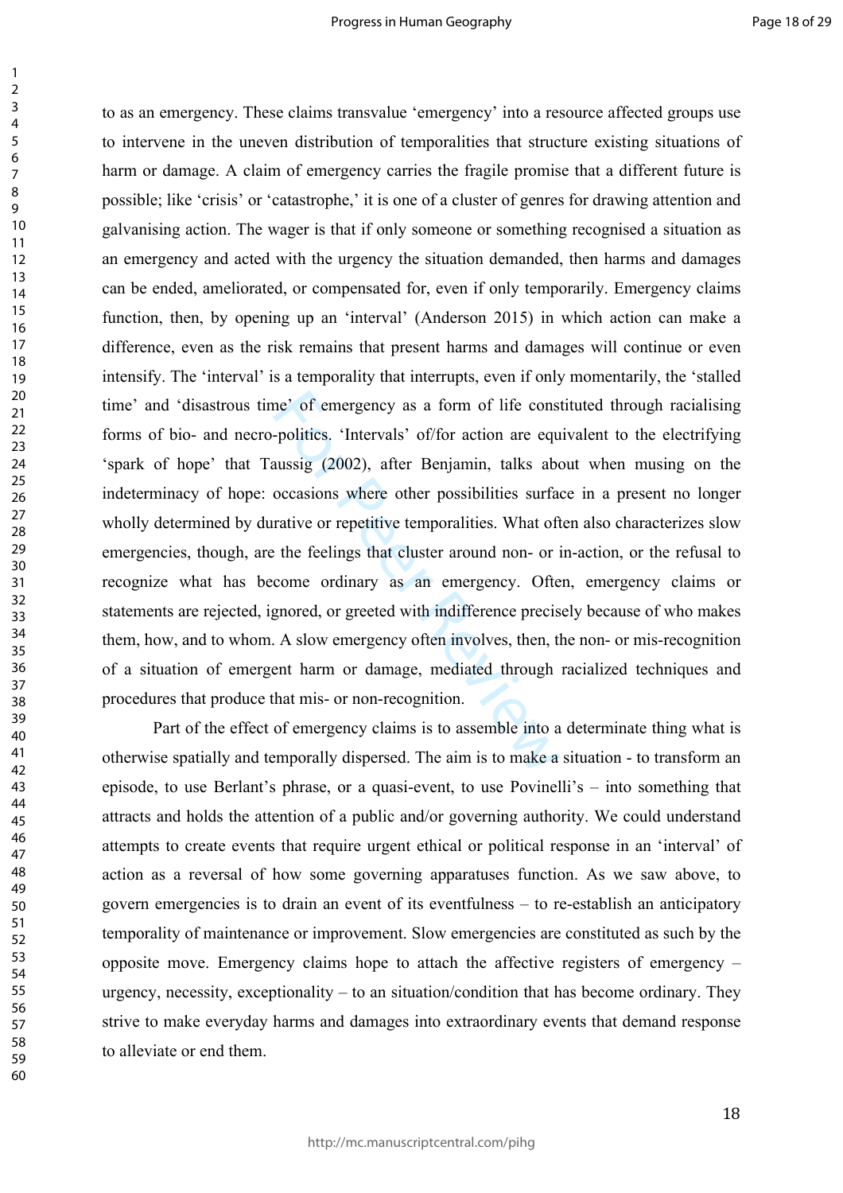to as an emergency. These claims transvalue 'emergency' into a resource affected groups use to intervene in the uneven distribution of temporalities that structure existing situations of harm or damage. A claim of emergency carries the fragile promise that a different future is possible; like 'crisis' or 'catastrophe,' it is one of a cluster of genres for drawing attention and galvanising action. The wager is that if only someone or something recognised a situation as an emergency and acted with the urgency the situation demanded, then harms and damages can be ended, ameliorated, or compensated for, even if only temporarily. Emergency claims function, then, by opening up an 'interval' (Anderson 2015) in which action can make a difference, even as the risk remains that present harms and damages will continue or even intensify. The 'interval' is a temporality that interrupts, even if only momentarily, the 'stalled time' and 'disastrous time' of emergency as a form of life constituted through racialising forms of bio- and necro-politics. 'Intervals' of/for action are equivalent to the electrifying 'spark of hope' that Taussig (2002), after Benjamin, talks about when musing on the indeterminacy of hope: occasions where other possibilities surface in a present no longer wholly determined by durative or repetitive temporalities. What often also characterizes slow emergencies, though, are the feelings that cluster around non- or in-action, or the refusal to recognize what has become ordinary as an emergency. Often, emergency claims or statements are rejected, ignored, or greeted with indifference precisely because of who makes them, how, and to whom. A slow emergency often involves, then, the non- or mis-recognition of a situation of emergent harm or damage, mediated through racialized techniques and procedures that produce that mis- or non-recognition.

Part of the effect of emergency claims is to assemble into a determinate thing what is otherwise spatially and temporally dispersed. The aim is to make a situation - to transform an episode, to use Berlant's phrase, or a quasi-event, to use Povinelli's – into something that attracts and holds the attention of a public and/or governing authority. We could understand attempts to create events that require urgent ethical or political response in an 'interval' of action as a reversal of how some governing apparatuses function. As we saw above, to govern emergencies is to drain an event of its eventfulness – to re-establish an anticipatory temporality of maintenance or improvement. Slow emergencies are constituted as such by the opposite move. Emergency claims hope to attach the affective registers of emergency – urgency, necessity, exceptionality – to an situation/condition that has become ordinary. They strive to make everyday harms and damages into extraordinary events that demand response to alleviate or end them.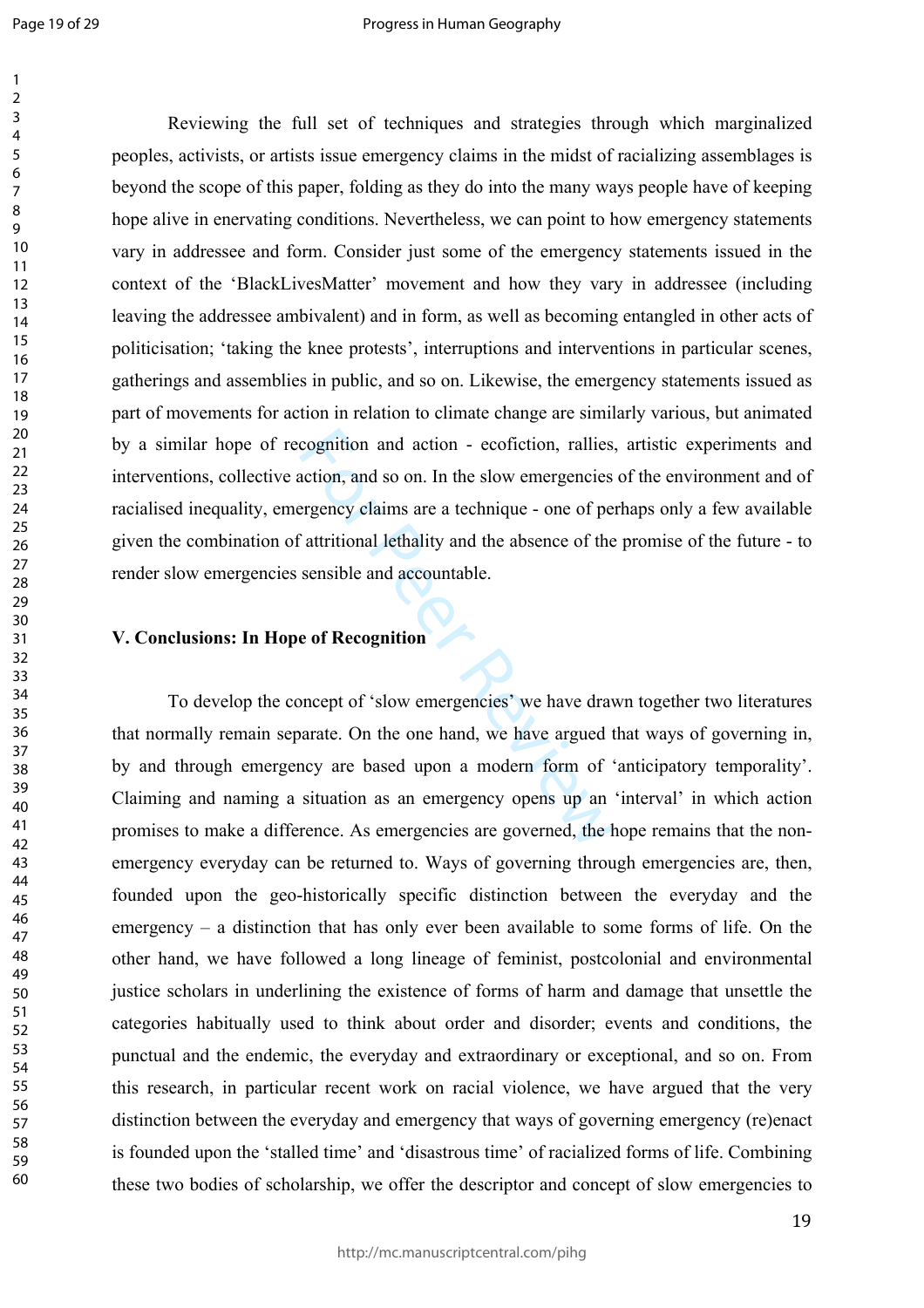Reviewing the full set of techniques and strategies through which marginalized peoples, activists, or artists issue emergency claims in the midst of racializing assemblages is beyond the scope of this paper, folding as they do into the many ways people have of keeping hope alive in enervating conditions. Nevertheless, we can point to how emergency statements vary in addressee and form. Consider just some of the emergency statements issued in the context of the 'BlackLivesMatter' movement and how they vary in addressee (including leaving the addressee ambivalent) and in form, as well as becoming entangled in other acts of politicisation; 'taking the knee protests', interruptions and interventions in particular scenes, gatherings and assemblies in public, and so on. Likewise, the emergency statements issued as part of movements for action in relation to climate change are similarly various, but animated by a similar hope of recognition and action - ecofiction, rallies, artistic experiments and interventions, collective action, and so on. In the slow emergencies of the environment and of racialised inequality, emergency claims are a technique - one of perhaps only a few available given the combination of attritional lethality and the absence of the promise of the future - to render slow emergencies sensible and accountable.

## V. Conclusions: In Hope of Recognition

To develop the concept of 'slow emergencies' we have drawn together two literatures that normally remain separate. On the one hand, we have argued that ways of governing in, by and through emergency are based upon a modern form of 'anticipatory temporality'. Claiming and naming a situation as an emergency opens up an 'interval' in which action promises to make a difference. As emergencies are governed, the hope remains that the non-emergency everyday can be returned to. Ways of governing through emergencies are, then, founded upon the geo-historically specific distinction between the everyday and the emergency – a distinction that has only ever been available to some forms of life. On the other hand, we have followed a long lineage of feminist, postcolonial and environmental justice scholars in underlining the existence of forms of harm and damage that unsettle the categories habitually used to think about order and disorder; events and conditions, the punctual and the endemic, the everyday and extraordinary or exceptional, and so on. From this research, in particular recent work on racial violence, we have argued that the very distinction between the everyday and emergency that ways of governing emergency (re)enact is founded upon the 'stalled time' and 'disastrous time' of racialized forms of life. Combining these two bodies of scholarship, we offer the descriptor and concept of slow emergencies to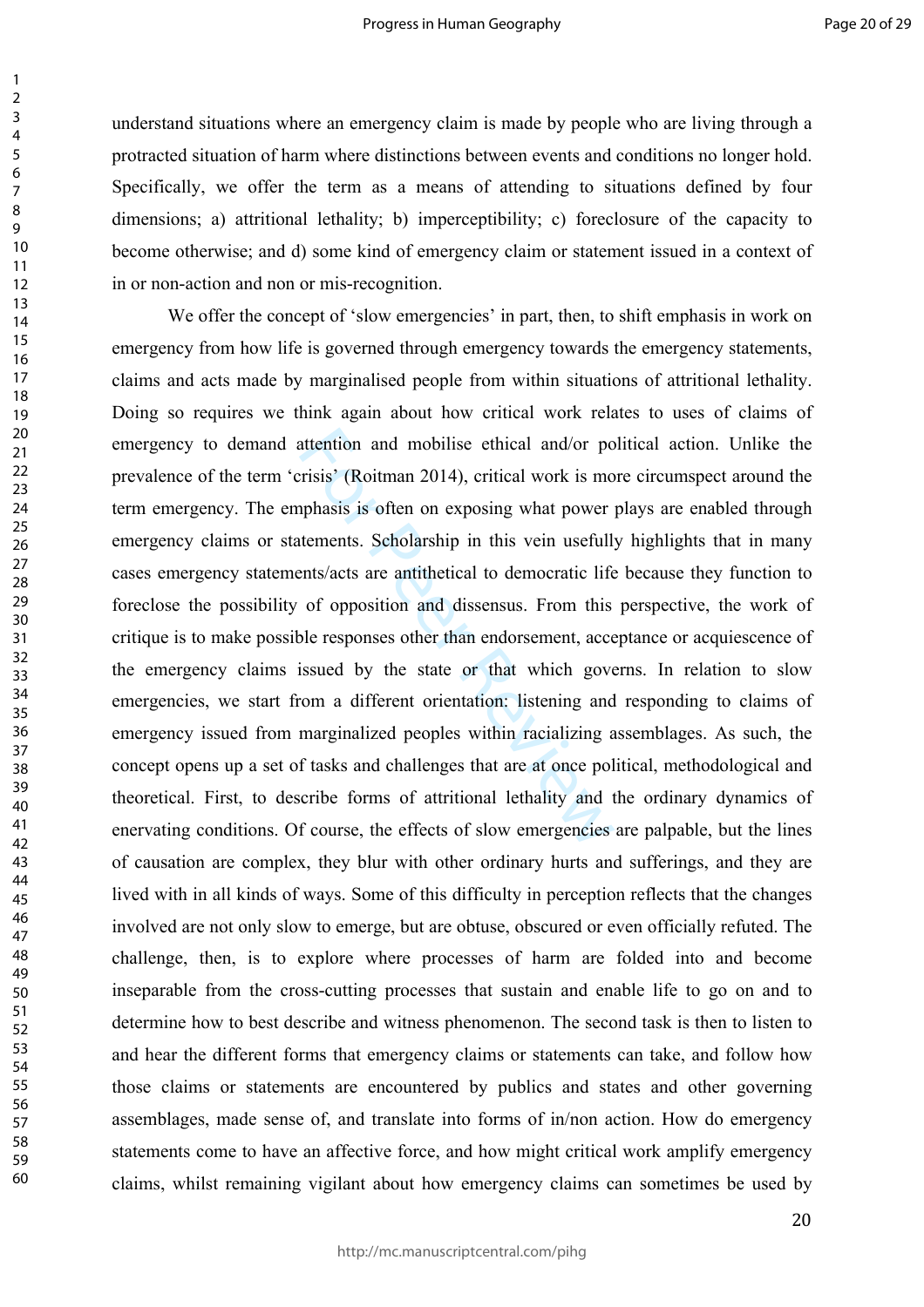understand situations where an emergency claim is made by people who are living through a protracted situation of harm where distinctions between events and conditions no longer hold. Specifically, we offer the term as a means of attending to situations defined by four dimensions; a) attritional lethality; b) imperceptibility; c) foreclosure of the capacity to become otherwise; and d) some kind of emergency claim or statement issued in a context of in or non-action and non or mis-recognition.

We offer the concept of 'slow emergencies' in part, then, to shift emphasis in work on emergency from how life is governed through emergency towards the emergency statements, claims and acts made by marginalised people from within situations of attritional lethality. Doing so requires we think again about how critical work relates to uses of claims of emergency to demand attention and mobilise ethical and/or political action. Unlike the prevalence of the term 'crisis' (Roitman 2014), critical work is more circumspect around the term emergency. The emphasis is often on exposing what power plays are enabled through emergency claims or statements. Scholarship in this vein usefully highlights that in many cases emergency statements/acts are antithetical to democratic life because they function to foreclose the possibility of opposition and dissensus. From this perspective, the work of critique is to make possible responses other than endorsement, acceptance or acquiescence of the emergency claims issued by the state or that which governs. In relation to slow emergencies, we start from a different orientation: listening and responding to claims of emergency issued from marginalized peoples within racializing assemblages. As such, the concept opens up a set of tasks and challenges that are at once political, methodological and theoretical. First, to describe forms of attritional lethality and the ordinary dynamics of enervating conditions. Of course, the effects of slow emergencies are palpable, but the lines of causation are complex, they blur with other ordinary hurts and sufferings, and they are lived with in all kinds of ways. Some of this difficulty in perception reflects that the changes involved are not only slow to emerge, but are obtuse, obscured or even officially refuted. The challenge, then, is to explore where processes of harm are folded into and become inseparable from the cross-cutting processes that sustain and enable life to go on and to determine how to best describe and witness phenomenon. The second task is then to listen to and hear the different forms that emergency claims or statements can take, and follow how those claims or statements are encountered by publics and states and other governing assemblages, made sense of, and translate into forms of in/non action. How do emergency statements come to have an affective force, and how might critical work amplify emergency claims, whilst remaining vigilant about how emergency claims can sometimes be used by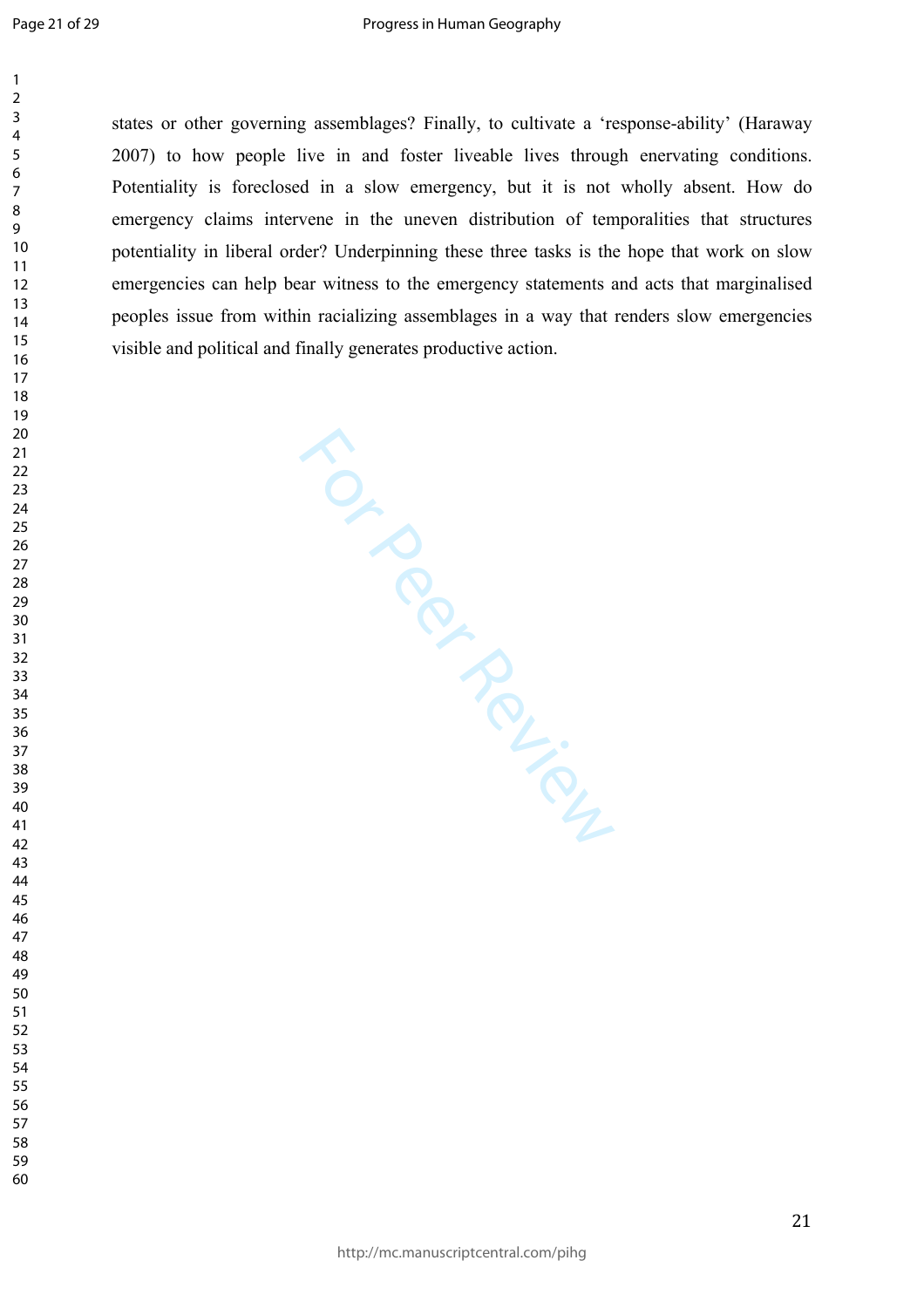states or other governing assemblages? Finally, to cultivate a 'response-ability' (Haraway 2007) to how people live in and foster liveable lives through enervating conditions. Potentiality is foreclosed in a slow emergency, but it is not wholly absent. How do emergency claims intervene in the uneven distribution of temporalities that structures potentiality in liberal order? Underpinning these three tasks is the hope that work on slow emergencies can help bear witness to the emergency statements and acts that marginalised peoples issue from within racializing assemblages in a way that renders slow emergencies visible and political and finally generates productive action.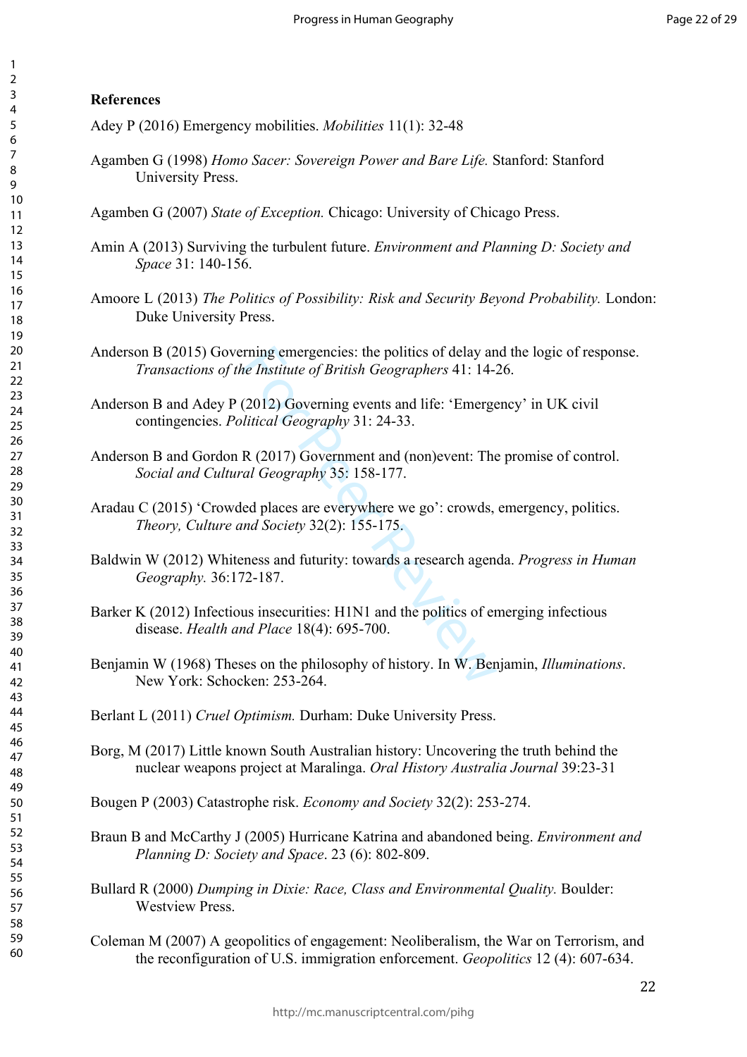**References**

Adey P (2016) Emergency mobilities. *Mobilities* 11(1): 32-48

Agamben G (1998) *Homo Sacer: Sovereign Power and Bare Life.* Stanford: Stanford University Press.

Agamben G (2007) *State of Exception.* Chicago: University of Chicago Press.

Amin A (2013) Surviving the turbulent future. *Environment and Planning D: Society and Space* 31: 140-156.

Amoore L (2013) *The Politics of Possibility: Risk and Security Beyond Probability.* London: Duke University Press.

Anderson B (2015) Governing emergencies: the politics of delay and the logic of response. *Transactions of the Institute of British Geographers* 41: 14-26.

Anderson B and Adey P (2012) Governing events and life: 'Emergency' in UK civil contingencies. *Political Geography* 31: 24-33.

Anderson B and Gordon R (2017) Government and (non)event: The promise of control. *Social and Cultural Geography* 35: 158-177.

Aradau C (2015) 'Crowded places are everywhere we go': crowds, emergency, politics. *Theory, Culture and Society* 32(2): 155-175.

Baldwin W (2012) Whiteness and futurity: towards a research agenda. *Progress in Human Geography.* 36:172-187.

Barker K (2012) Infectious insecurities: H1N1 and the politics of emerging infectious disease. *Health and Place* 18(4): 695-700.

Benjamin W (1968) Theses on the philosophy of history. In W. Benjamin, *Illuminations*. New York: Schocken: 253-264.

Berlant L (2011) *Cruel Optimism.* Durham: Duke University Press.

Borg, M (2017) Little known South Australian history: Uncovering the truth behind the nuclear weapons project at Maralinga. *Oral History Australia Journal* 39:23-31

Bougen P (2003) Catastrophe risk. *Economy and Society* 32(2): 253-274.

Braun B and McCarthy J (2005) Hurricane Katrina and abandoned being. *Environment and Planning D: Society and Space*. 23 (6): 802-809.

Bullard R (2000) *Dumping in Dixie: Race, Class and Environmental Quality.* Boulder: Westview Press.

Coleman M (2007) A geopolitics of engagement: Neoliberalism, the War on Terrorism, and the reconfiguration of U.S. immigration enforcement. *Geopolitics* 12 (4): 607-634.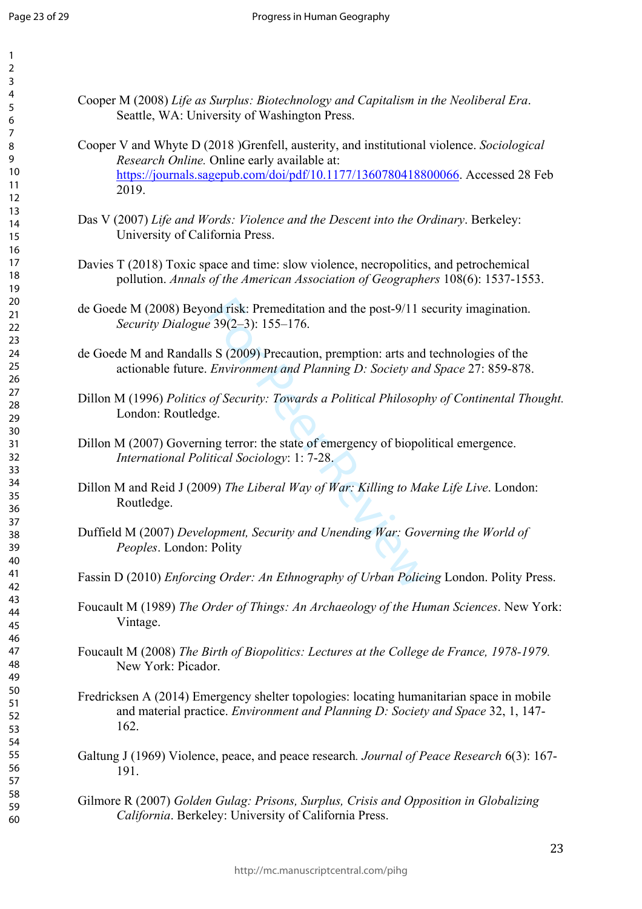Cooper M (2008) *Life as Surplus: Biotechnology and Capitalism in the Neoliberal Era*. Seattle, WA: University of Washington Press.

Cooper V and Whyte D (2018 )Grenfell, austerity, and institutional violence. *Sociological Research Online.* Online early available at: https://journals.sagepub.com/doi/pdf/10.1177/1360780418800066. Accessed 28 Feb 2019.

Das V (2007) *Life and Words: Violence and the Descent into the Ordinary*. Berkeley: University of California Press.

Davies T (2018) Toxic space and time: slow violence, necropolitics, and petrochemical pollution. *Annals of the American Association of Geographers* 108(6): 1537-1553.

de Goede M (2008) Beyond risk: Premeditation and the post-9/11 security imagination. *Security Dialogue* 39(2–3): 155–176.

de Goede M and Randalls S (2009) Precaution, premption: arts and technologies of the actionable future. *Environment and Planning D: Society and Space* 27: 859-878.

Dillon M (1996) *Politics of Security: Towards a Political Philosophy of Continental Thought.* London: Routledge.

Dillon M (2007) Governing terror: the state of emergency of biopolitical emergence. *International Political Sociology*: 1: 7-28.

Dillon M and Reid J (2009) *The Liberal Way of War: Killing to Make Life Live*. London: Routledge.

Duffield M (2007) *Development, Security and Unending War: Governing the World of Peoples*. London: Polity

Fassin D (2010) *Enforcing Order: An Ethnography of Urban Policing* London. Polity Press.

Foucault M (1989) *The Order of Things: An Archaeology of the Human Sciences*. New York: Vintage.

Foucault M (2008) *The Birth of Biopolitics: Lectures at the College de France, 1978-1979.* New York: Picador.

Fredricksen A (2014) Emergency shelter topologies: locating humanitarian space in mobile and material practice. *Environment and Planning D: Society and Space* 32, 1, 147-162.

Galtung J (1969) Violence, peace, and peace research. *Journal of Peace Research* 6(3): 167-191.

Gilmore R (2007) *Golden Gulag: Prisons, Surplus, Crisis and Opposition in Globalizing California*. Berkeley: University of California Press.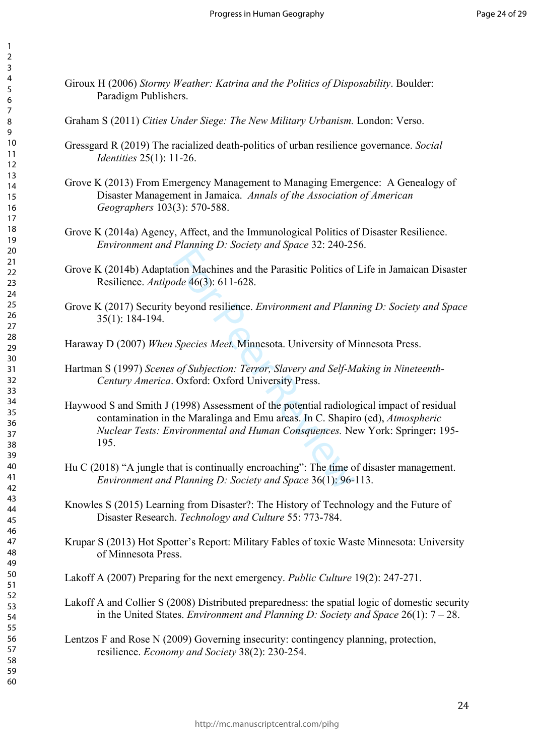Giroux H (2006) *Stormy Weather: Katrina and the Politics of Disposability*. Boulder: Paradigm Publishers.

Graham S (2011) *Cities Under Siege: The New Military Urbanism.* London: Verso.

Gressgard R (2019) The racialized death-politics of urban resilience governance. *Social Identities* 25(1): 11-26.

Grove K (2013) From Emergency Management to Managing Emergence: A Genealogy of Disaster Management in Jamaica. *Annals of the Association of American Geographers* 103(3): 570-588.

Grove K (2014a) Agency, Affect, and the Immunological Politics of Disaster Resilience. *Environment and Planning D: Society and Space* 32: 240-256.

Grove K (2014b) Adaptation Machines and the Parasitic Politics of Life in Jamaican Disaster Resilience. *Antipode* 46(3): 611-628.

Grove K (2017) Security beyond resilience. *Environment and Planning D: Society and Space* 35(1): 184-194.

Haraway D (2007) *When Species Meet.* Minnesota. University of Minnesota Press.

Hartman S (1997) *Scenes of Subjection: Terror, Slavery and Self-Making in Nineteenth-Century America*. Oxford: Oxford University Press.

Haywood S and Smith J (1998) Assessment of the potential radiological impact of residual contamination in the Maralinga and Emu areas. In C. Shapiro (ed), *Atmospheric Nuclear Tests: Environmental and Human Consquences.* New York: Springer**:** 195-195.

Hu C (2018) "A jungle that is continually encroaching": The time of disaster management. *Environment and Planning D: Society and Space* 36(1): 96-113.

Knowles S (2015) Learning from Disaster?: The History of Technology and the Future of Disaster Research. *Technology and Culture* 55: 773-784.

Krupar S (2013) Hot Spotter's Report: Military Fables of toxic Waste Minnesota: University of Minnesota Press.

Lakoff A (2007) Preparing for the next emergency. *Public Culture* 19(2): 247-271.

Lakoff A and Collier S (2008) Distributed preparedness: the spatial logic of domestic security in the United States. *Environment and Planning D: Society and Space* 26(1): 7 – 28.

Lentzos F and Rose N (2009) Governing insecurity: contingency planning, protection, resilience. *Economy and Society* 38(2): 230-254.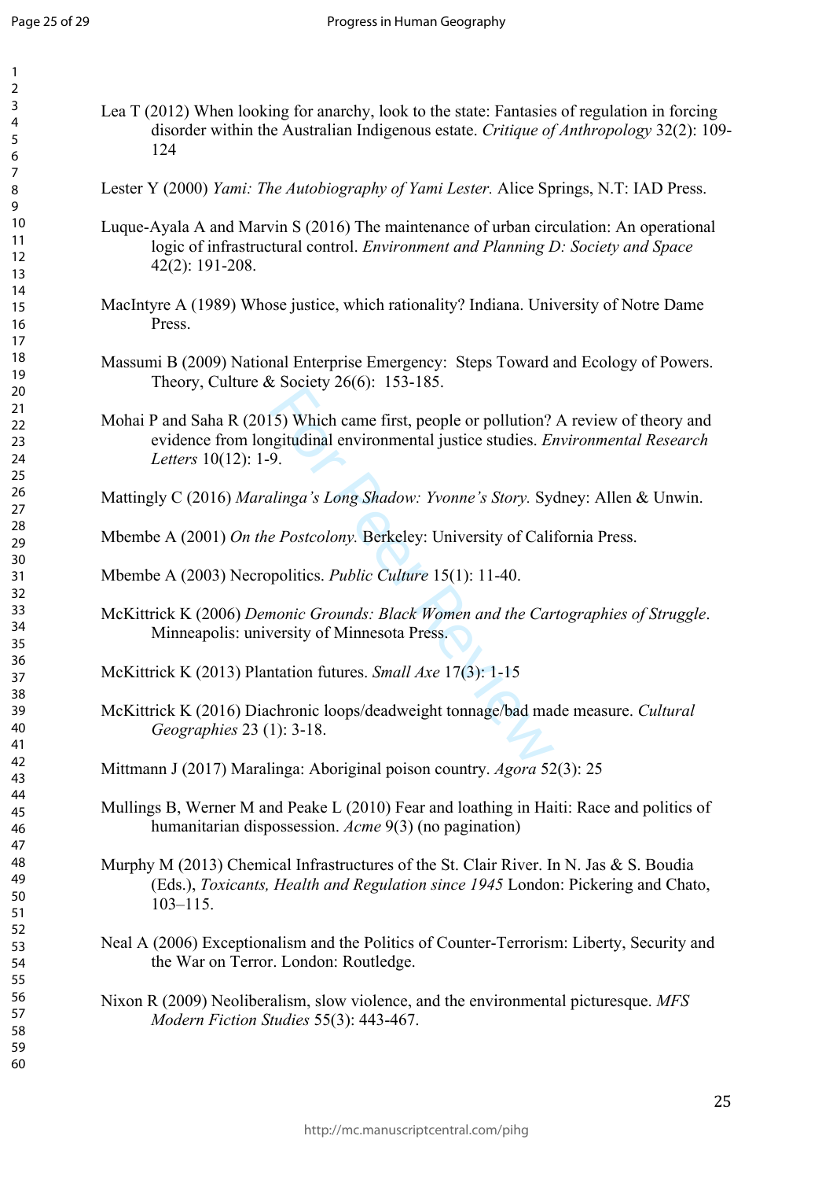Lea T (2012) When looking for anarchy, look to the state: Fantasies of regulation in forcing disorder within the Australian Indigenous estate. *Critique of Anthropology* 32(2): 109-124

Lester Y (2000) *Yami: The Autobiography of Yami Lester.* Alice Springs, N.T: IAD Press.

Luque-Ayala A and Marvin S (2016) The maintenance of urban circulation: An operational logic of infrastructural control. *Environment and Planning D: Society and Space* 42(2): 191-208.

MacIntyre A (1989) Whose justice, which rationality? Indiana. University of Notre Dame Press.

Massumi B (2009) National Enterprise Emergency: Steps Toward and Ecology of Powers. Theory, Culture & Society 26(6): 153-185.

Mohai P and Saha R (2015) Which came first, people or pollution? A review of theory and evidence from longitudinal environmental justice studies. *Environmental Research Letters* 10(12): 1-9.

Mattingly C (2016) *Maralinga's Long Shadow: Yvonne's Story.* Sydney: Allen & Unwin.

Mbembe A (2001) *On the Postcolony.* Berkeley: University of California Press.

Mbembe A (2003) Necropolitics. *Public Culture* 15(1): 11-40.

McKittrick K (2006) *Demonic Grounds: Black Women and the Cartographies of Struggle*. Minneapolis: university of Minnesota Press.

McKittrick K (2013) Plantation futures. *Small Axe* 17(3): 1-15

McKittrick K (2016) Diachronic loops/deadweight tonnage/bad made measure. *Cultural Geographies* 23 (1): 3-18.

Mittmann J (2017) Maralinga: Aboriginal poison country. *Agora* 52(3): 25

Mullings B, Werner M and Peake L (2010) Fear and loathing in Haiti: Race and politics of humanitarian dispossession. *Acme* 9(3) (no pagination)

Murphy M (2013) Chemical Infrastructures of the St. Clair River. In N. Jas & S. Boudia (Eds.), *Toxicants, Health and Regulation since 1945* London: Pickering and Chato, 103–115.

Neal A (2006) Exceptionalism and the Politics of Counter-Terrorism: Liberty, Security and the War on Terror. London: Routledge.

Nixon R (2009) Neoliberalism, slow violence, and the environmental picturesque. *MFS Modern Fiction Studies* 55(3): 443-467.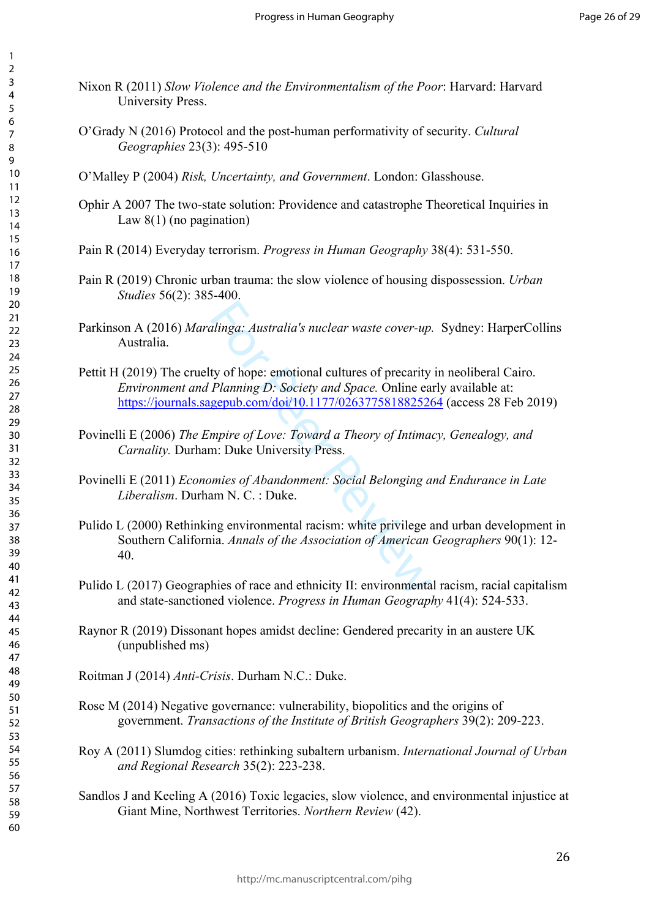Nixon R (2011) *Slow Violence and the Environmentalism of the Poor*: Harvard: Harvard University Press.

O'Grady N (2016) Protocol and the post-human performativity of security. *Cultural Geographies* 23(3): 495-510

O'Malley P (2004) *Risk, Uncertainty, and Government*. London: Glasshouse.

Ophir A 2007 The two-state solution: Providence and catastrophe Theoretical Inquiries in Law 8(1) (no pagination)

Pain R (2014) Everyday terrorism. *Progress in Human Geography* 38(4): 531-550.

Pain R (2019) Chronic urban trauma: the slow violence of housing dispossession. *Urban Studies* 56(2): 385-400.

Parkinson A (2016) *Maralinga: Australia's nuclear waste cover-up.* Sydney: HarperCollins Australia.

Pettit H (2019) The cruelty of hope: emotional cultures of precarity in neoliberal Cairo. *Environment and Planning D: Society and Space.* Online early available at: https://journals.sagepub.com/doi/10.1177/0263775818825264 (access 28 Feb 2019)

Povinelli E (2006) *The Empire of Love: Toward a Theory of Intimacy, Genealogy, and Carnality.* Durham: Duke University Press.

Povinelli E (2011) *Economies of Abandonment: Social Belonging and Endurance in Late Liberalism*. Durham N. C. : Duke.

Pulido L (2000) Rethinking environmental racism: white privilege and urban development in Southern California. *Annals of the Association of American Geographers* 90(1): 12-40.

Pulido L (2017) Geographies of race and ethnicity II: environmental racism, racial capitalism and state-sanctioned violence. *Progress in Human Geography* 41(4): 524-533.

Raynor R (2019) Dissonant hopes amidst decline: Gendered precarity in an austere UK (unpublished ms)

Roitman J (2014) *Anti-Crisis*. Durham N.C.: Duke.

Rose M (2014) Negative governance: vulnerability, biopolitics and the origins of government. *Transactions of the Institute of British Geographers* 39(2): 209-223.

Roy A (2011) Slumdog cities: rethinking subaltern urbanism. *International Journal of Urban and Regional Research* 35(2): 223-238.

Sandlos J and Keeling A (2016) Toxic legacies, slow violence, and environmental injustice at Giant Mine, Northwest Territories. *Northern Review* (42).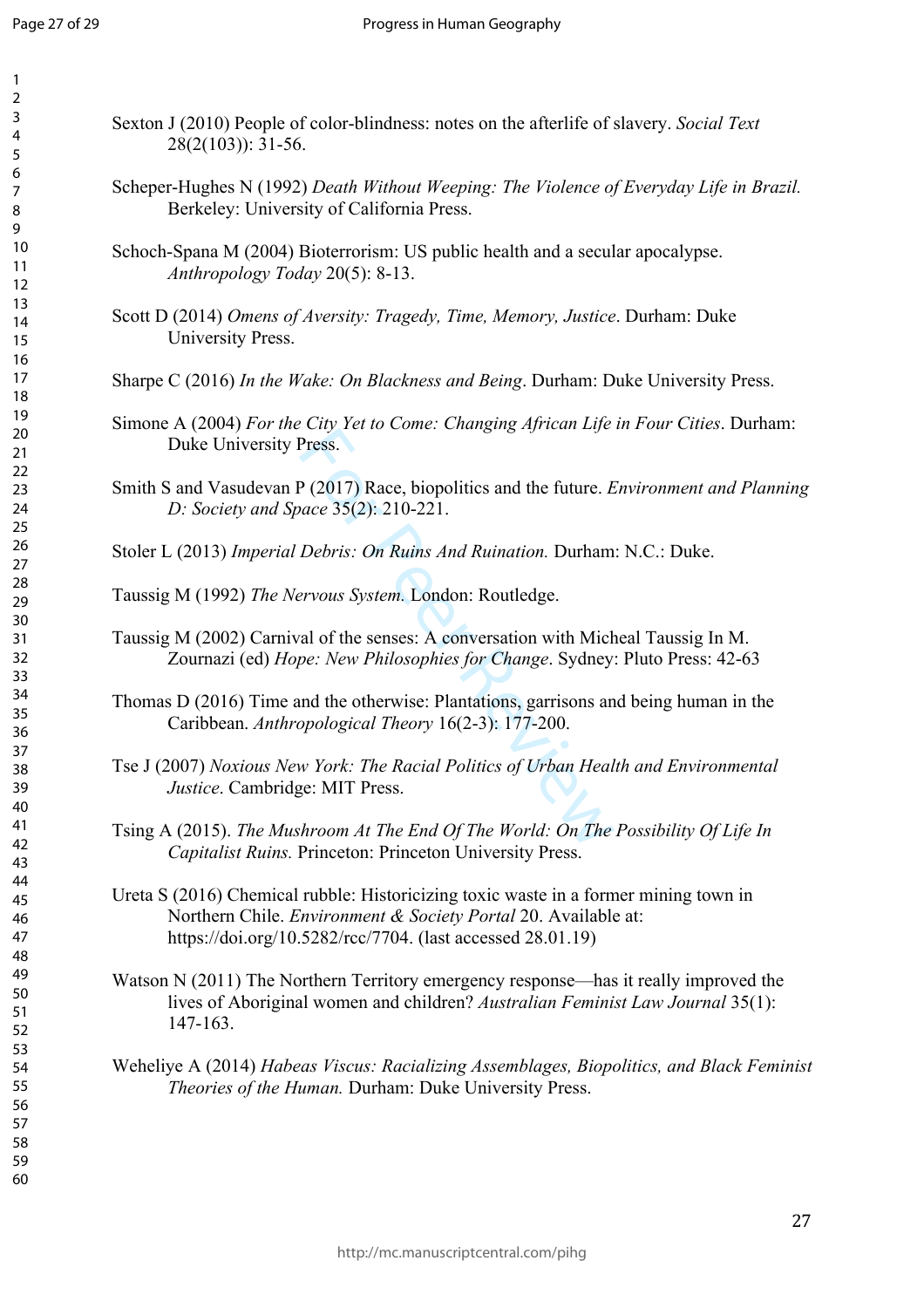Sexton J (2010) People of color-blindness: notes on the afterlife of slavery. *Social Text* 28(2(103)): 31-56.

Scheper-Hughes N (1992) *Death Without Weeping: The Violence of Everyday Life in Brazil.* Berkeley: University of California Press.

Schoch-Spana M (2004) Bioterrorism: US public health and a secular apocalypse. *Anthropology Today* 20(5): 8-13.

Scott D (2014) *Omens of Aversity: Tragedy, Time, Memory, Justice*. Durham: Duke University Press.

Sharpe C (2016) *In the Wake: On Blackness and Being*. Durham: Duke University Press.

Simone A (2004) *For the City Yet to Come: Changing African Life in Four Cities*. Durham: Duke University Press.

Smith S and Vasudevan P (2017) Race, biopolitics and the future. *Environment and Planning D: Society and Space* 35(2): 210-221.

Stoler L (2013) *Imperial Debris: On Ruins And Ruination.* Durham: N.C.: Duke.

Taussig M (1992) *The Nervous System.* London: Routledge.

Taussig M (2002) Carnival of the senses: A conversation with Micheal Taussig In M. Zournazi (ed) *Hope: New Philosophies for Change*. Sydney: Pluto Press: 42-63

Thomas D (2016) Time and the otherwise: Plantations, garrisons and being human in the Caribbean. *Anthropological Theory* 16(2-3): 177-200.

Tse J (2007) *Noxious New York: The Racial Politics of Urban Health and Environmental Justice*. Cambridge: MIT Press.

Tsing A (2015). *The Mushroom At The End Of The World: On The Possibility Of Life In Capitalist Ruins.* Princeton: Princeton University Press.

Ureta S (2016) Chemical rubble: Historicizing toxic waste in a former mining town in Northern Chile. *Environment & Society Portal* 20. Available at: https://doi.org/10.5282/rcc/7704. (last accessed 28.01.19)

Watson N (2011) The Northern Territory emergency response—has it really improved the lives of Aboriginal women and children? *Australian Feminist Law Journal* 35(1): 147-163.

Weheliye A (2014) *Habeas Viscus: Racializing Assemblages, Biopolitics, and Black Feminist Theories of the Human.* Durham: Duke University Press.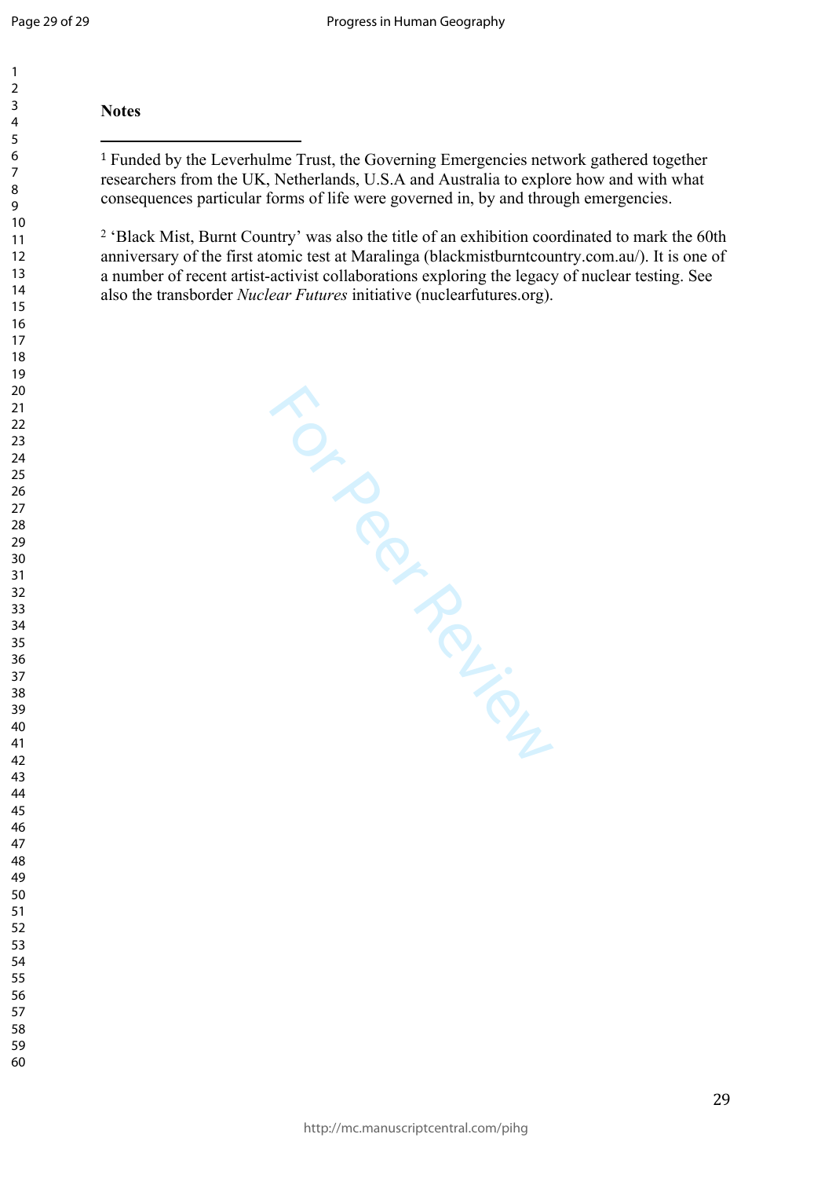**Notes**

[1] Funded by the Leverhulme Trust, the Governing Emergencies network gathered together researchers from the UK, Netherlands, U.S.A and Australia to explore how and with what consequences particular forms of life were governed in, by and through emergencies.

[2] 'Black Mist, Burnt Country' was also the title of an exhibition coordinated to mark the 60th anniversary of the first atomic test at Maralinga (blackmistburntcountry.com.au/). It is one of a number of recent artist-activist collaborations exploring the legacy of nuclear testing. See also the transborder *Nuclear Futures* initiative (nuclearfutures.org).